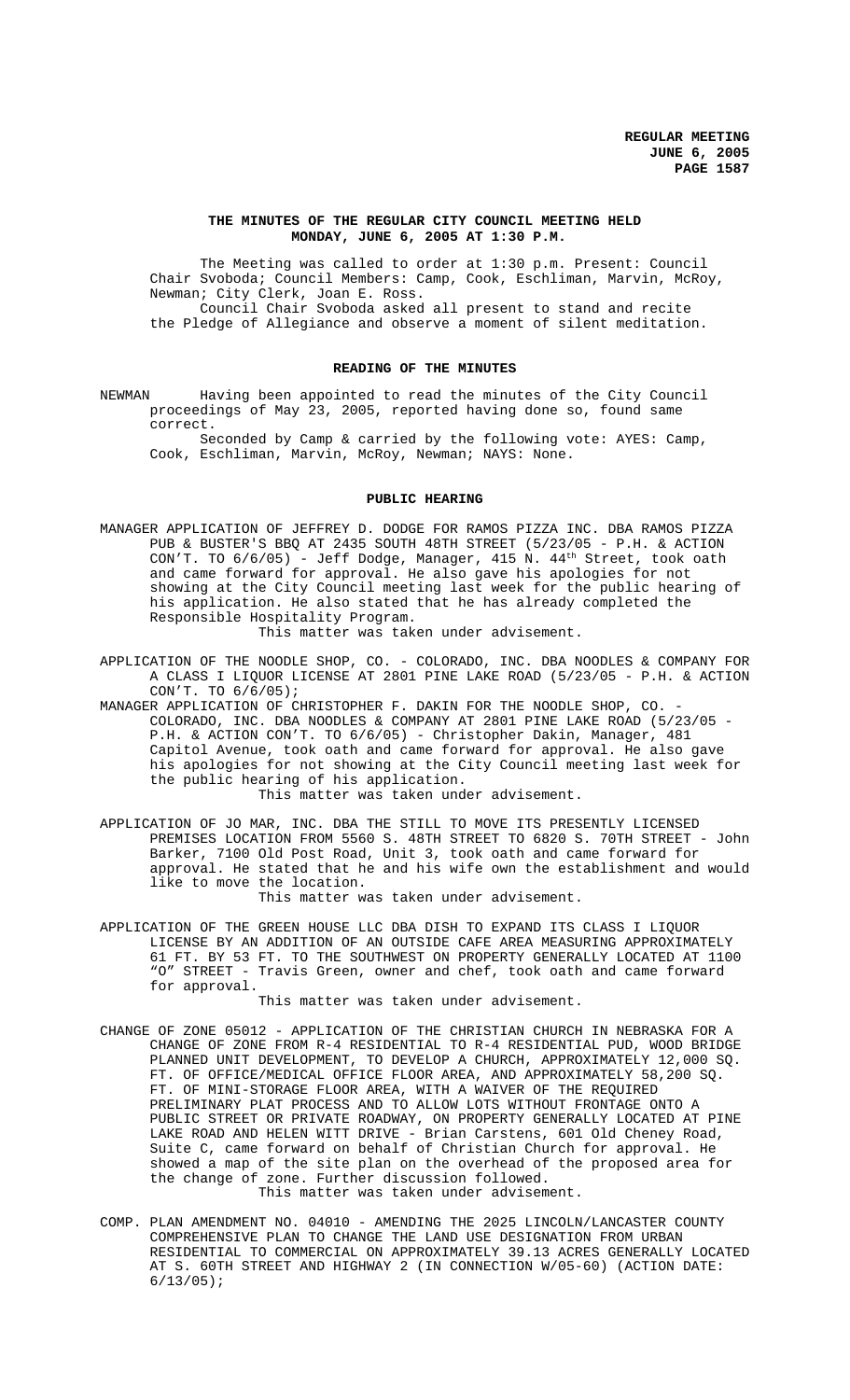# THE MINUTES OF THE REGULAR CITY COUNCIL MEETING HELD MONDAY, JUNE 6, 2005 AT 1:30 P.M.

The Meeting was called to order at 1:30 p.m. Present: Council Chair Svoboda; Council Members: Camp, Cook, Eschliman, Marvin, McRoy, Newman; City Clerk, Joan E. Ross.

Council Chair Svoboda asked all present to stand and recite the Pledge of Allegiance and observe a moment of silent meditation.

## READING OF THE MINUTES

NEWMAN Having been appointed to read the minutes of the City Council proceedings of May 23, 2005, reported having done so, found same correct.

Seconded by Camp & carried by the following vote: AYES: Camp, Cook, Eschliman, Marvin, McRoy, Newman; NAYS: None.

## PUBLIC HEARING

MANAGER APPLICATION OF JEFFREY D. DODGE FOR RAMOS PIZZA INC. DBA RAMOS PIZZA PUB & BUSTER'S BBQ AT 2435 SOUTH 48TH STREET (5/23/05 - P.H. & ACTION CON'T. TO 6/6/05) - Jeff Dodge, Manager, 415 N. 44th Street, took oath and came forward for approval. He also gave his apologies for not showing at the City Council meeting last week for the public hearing of his application. He also stated that he has already completed the Responsible Hospitality Program.

This matter was taken under advisement.

APPLICATION OF THE NOODLE SHOP, CO. - COLORADO, INC. DBA NOODLES & COMPANY FOR A CLASS I LIQUOR LICENSE AT 2801 PINE LAKE ROAD (5/23/05 - P.H. & ACTION CON'T. TO 6/6/05);

MANAGER APPLICATION OF CHRISTOPHER F. DAKIN FOR THE NOODLE SHOP, CO. - COLORADO, INC. DBA NOODLES & COMPANY AT 2801 PINE LAKE ROAD (5/23/05 - P.H. & ACTION CON'T. TO 6/6/05) - Christopher Dakin, Manager, 481 Capitol Avenue, took oath and came forward for approval. He also gave his apologies for not showing at the City Council meeting last week for the public hearing of his application.

This matter was taken under advisement.

APPLICATION OF JO MAR, INC. DBA THE STILL TO MOVE ITS PRESENTLY LICENSED PREMISES LOCATION FROM 5560 S. 48TH STREET TO 6820 S. 70TH STREET - John Barker, 7100 Old Post Road, Unit 3, took oath and came forward for approval. He stated that he and his wife own the establishment and would like to move the location.

This matter was taken under advisement.

APPLICATION OF THE GREEN HOUSE LLC DBA DISH TO EXPAND ITS CLASS I LIQUOR LICENSE BY AN ADDITION OF AN OUTSIDE CAFE AREA MEASURING APPROXIMATELY 61 FT. BY 53 FT. TO THE SOUTHWEST ON PROPERTY GENERALLY LOCATED AT 1100 "O" STREET - Travis Green, owner and chef, took oath and came forward for approval.

This matter was taken under advisement.

CHANGE OF ZONE 05012 - APPLICATION OF THE CHRISTIAN CHURCH IN NEBRASKA FOR A CHANGE OF ZONE FROM R-4 RESIDENTIAL TO R-4 RESIDENTIAL PUD, WOOD BRIDGE PLANNED UNIT DEVELOPMENT, TO DEVELOP A CHURCH, APPROXIMATELY 12,000 SQ. FT. OF OFFICE/MEDICAL OFFICE FLOOR AREA, AND APPROXIMATELY 58,200 SQ. FT. OF MINI-STORAGE FLOOR AREA, WITH A WAIVER OF THE REQUIRED PRELIMINARY PLAT PROCESS AND TO ALLOW LOTS WITHOUT FRONTAGE ONTO A PUBLIC STREET OR PRIVATE ROADWAY, ON PROPERTY GENERALLY LOCATED AT PINE LAKE ROAD AND HELEN WITT DRIVE - Brian Carstens, 601 Old Cheney Road, Suite C, came forward on behalf of Christian Church for approval. He showed a map of the site plan on the overhead of the proposed area for the change of zone. Further discussion followed.

This matter was taken under advisement.

COMP. PLAN AMENDMENT NO. 04010 - AMENDING THE 2025 LINCOLN/LANCASTER COUNTY COMPREHENSIVE PLAN TO CHANGE THE LAND USE DESIGNATION FROM URBAN RESIDENTIAL TO COMMERCIAL ON APPROXIMATELY 39.13 ACRES GENERALLY LOCATED AT S. 60TH STREET AND HIGHWAY 2 (IN CONNECTION W/05-60) (ACTION DATE: 6/13/05);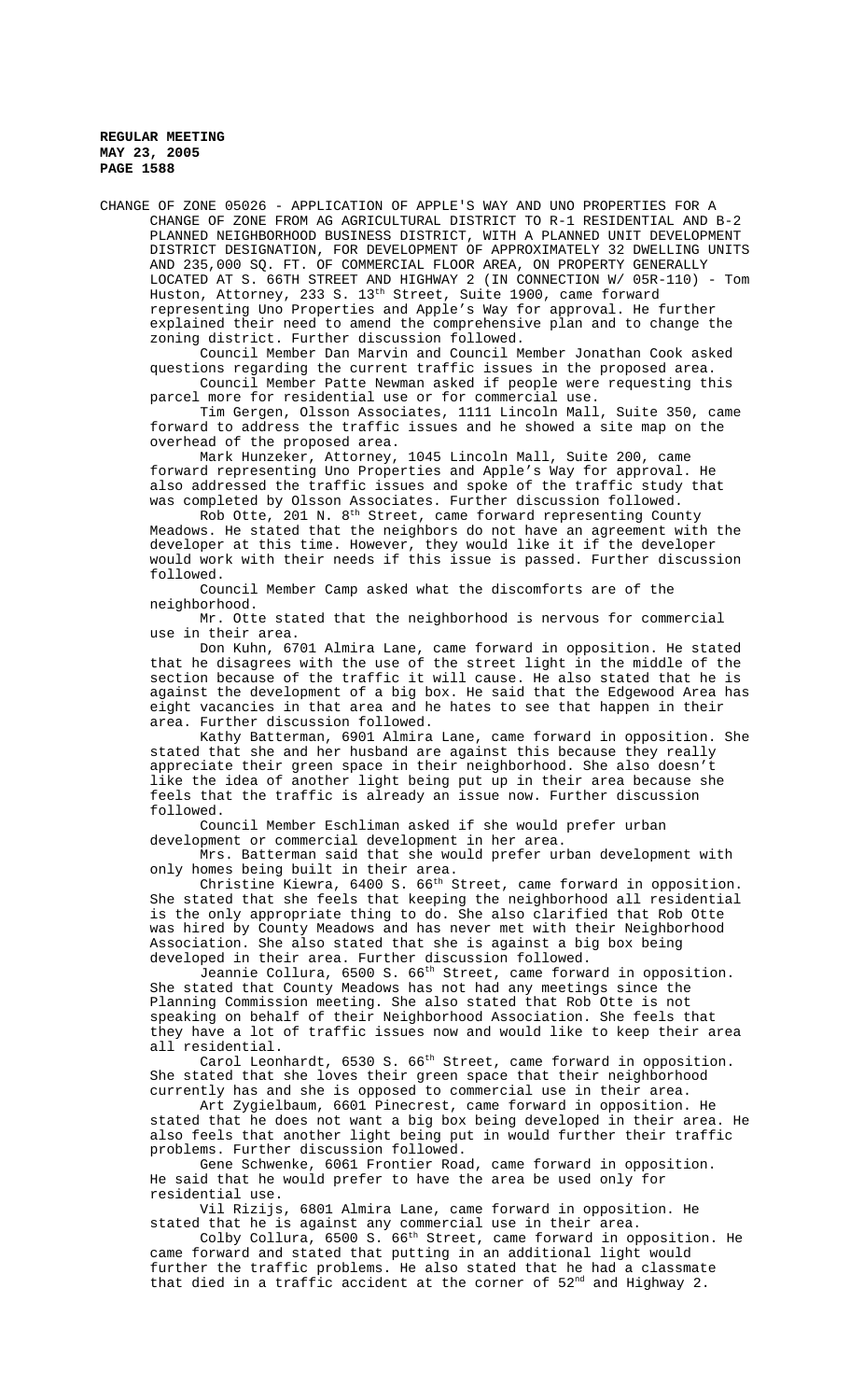CHANGE OF ZONE 05026 - APPLICATION OF APPLE'S WAY AND UNO PROPERTIES FOR A CHANGE OF ZONE FROM AG AGRICULTURAL DISTRICT TO R-1 RESIDENTIAL AND B-2 PLANNED NEIGHBORHOOD BUSINESS DISTRICT, WITH A PLANNED UNIT DEVELOPMENT DISTRICT DESIGNATION, FOR DEVELOPMENT OF APPROXIMATELY 32 DWELLING UNITS AND 235,000 SQ. FT. OF COMMERCIAL FLOOR AREA, ON PROPERTY GENERALLY LOCATED AT S. 66TH STREET AND HIGHWAY 2 (IN CONNECTION W/ 05R-110) - Tom Huston, Attorney, 233 S. 13th Street, Suite 1900, came forward representing Uno Properties and Apple's Way for approval. He further explained their need to amend the comprehensive plan and to change the zoning district. Further discussion followed.

Council Member Dan Marvin and Council Member Jonathan Cook asked questions regarding the current traffic issues in the proposed area.

Council Member Patte Newman asked if people were requesting this parcel more for residential use or for commercial use.

Tim Gergen, Olsson Associates, 1111 Lincoln Mall, Suite 350, came forward to address the traffic issues and he showed a site map on the overhead of the proposed area.

Mark Hunzeker, Attorney, 1045 Lincoln Mall, Suite 200, came forward representing Uno Properties and Apple's Way for approval. He also addressed the traffic issues and spoke of the traffic study that was completed by Olsson Associates. Further discussion followed.

Rob Otte, 201 N. 8th Street, came forward representing County Meadows. He stated that the neighbors do not have an agreement with the developer at this time. However, they would like it if the developer would work with their needs if this issue is passed. Further discussion followed.

Council Member Camp asked what the discomforts are of the neighborhood.

Mr. Otte stated that the neighborhood is nervous for commercial use in their area.

Don Kuhn, 6701 Almira Lane, came forward in opposition. He stated that he disagrees with the use of the street light in the middle of the section because of the traffic it will cause. He also stated that he is against the development of a big box. He said that the Edgewood Area has eight vacancies in that area and he hates to see that happen in their area. Further discussion followed.

Kathy Batterman, 6901 Almira Lane, came forward in opposition. She stated that she and her husband are against this because they really appreciate their green space in their neighborhood. She also doesn't like the idea of another light being put up in their area because she feels that the traffic is already an issue now. Further discussion followed.

Council Member Eschliman asked if she would prefer urban development or commercial development in her area.

Mrs. Batterman said that she would prefer urban development with only homes being built in their area.

Christine Kiewra, 6400 S. 66th Street, came forward in opposition. She stated that she feels that keeping the neighborhood all residential is the only appropriate thing to do. She also clarified that Rob Otte was hired by County Meadows and has never met with their Neighborhood Association. She also stated that she is against a big box being developed in their area. Further discussion followed.

Jeannie Collura, 6500 S. 66th Street, came forward in opposition. She stated that County Meadows has not had any meetings since the Planning Commission meeting. She also stated that Rob Otte is not speaking on behalf of their Neighborhood Association. She feels that they have a lot of traffic issues now and would like to keep their area all residential.

Carol Leonhardt, 6530 S. 66th Street, came forward in opposition. She stated that she loves their green space that their neighborhood currently has and she is opposed to commercial use in their area.

Art Zygielbaum, 6601 Pinecrest, came forward in opposition. He stated that he does not want a big box being developed in their area. He also feels that another light being put in would further their traffic problems. Further discussion followed.

Gene Schwenke, 6061 Frontier Road, came forward in opposition. He said that he would prefer to have the area be used only for residential use.

Vil Rizijs, 6801 Almira Lane, came forward in opposition. He stated that he is against any commercial use in their area.

Colby Collura, 6500 S. 66th Street, came forward in opposition. He came forward and stated that putting in an additional light would further the traffic problems. He also stated that he had a classmate that died in a traffic accident at the corner of 52nd and Highway 2.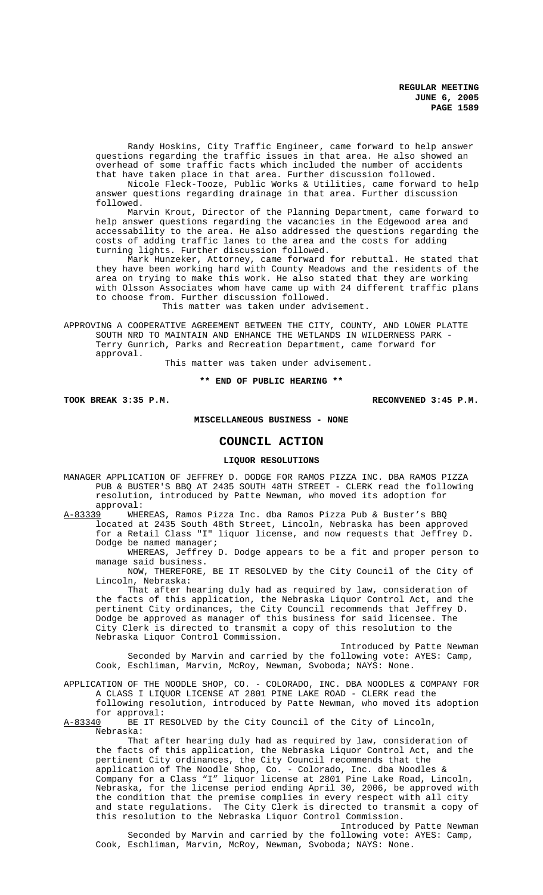Randy Hoskins, City Traffic Engineer, came forward to help answer questions regarding the traffic issues in that area. He also showed an overhead of some traffic facts which included the number of accidents that have taken place in that area. Further discussion followed.

Nicole Fleck-Tooze, Public Works & Utilities, came forward to help answer questions regarding drainage in that area. Further discussion followed.

Marvin Krout, Director of the Planning Department, came forward to help answer questions regarding the vacancies in the Edgewood area and accessability to the area. He also addressed the questions regarding the costs of adding traffic lanes to the area and the costs for adding turning lights. Further discussion followed.

Mark Hunzeker, Attorney, came forward for rebuttal. He stated that they have been working hard with County Meadows and the residents of the area on trying to make this work. He also stated that they are working with Olsson Associates whom have came up with 24 different traffic plans to choose from. Further discussion followed.

This matter was taken under advisement.

APPROVING A COOPERATIVE AGREEMENT BETWEEN THE CITY, COUNTY, AND LOWER PLATTE SOUTH NRD TO MAINTAIN AND ENHANCE THE WETLANDS IN WILDERNESS PARK - Terry Gunrich, Parks and Recreation Department, came forward for approval.

This matter was taken under advisement.

**\*\* END OF PUBLIC HEARING \*\***

**TOOK BREAK 3:35 P.M.** **RECONVENED 3:45 P.M.**

**MISCELLANEOUS BUSINESS - NONE**

## COUNCIL ACTION

### LIQUOR RESOLUTIONS

MANAGER APPLICATION OF JEFFREY D. DODGE FOR RAMOS PIZZA INC. DBA RAMOS PIZZA PUB & BUSTER'S BBQ AT 2435 SOUTH 48TH STREET - CLERK read the following resolution, introduced by Patte Newman, who moved its adoption for approval:

A-83339 WHEREAS, Ramos Pizza Inc. dba Ramos Pizza Pub & Buster's BBQ located at 2435 South 48th Street, Lincoln, Nebraska has been approved for a Retail Class "I" liquor license, and now requests that Jeffrey D. Dodge be named manager;

WHEREAS, Jeffrey D. Dodge appears to be a fit and proper person to manage said business.

NOW, THEREFORE, BE IT RESOLVED by the City Council of the City of Lincoln, Nebraska:

That after hearing duly had as required by law, consideration of the facts of this application, the Nebraska Liquor Control Act, and the pertinent City ordinances, the City Council recommends that Jeffrey D. Dodge be approved as manager of this business for said licensee. The City Clerk is directed to transmit a copy of this resolution to the Nebraska Liquor Control Commission.

Introduced by Patte Newman

Seconded by Marvin and carried by the following vote: AYES: Camp, Cook, Eschliman, Marvin, McRoy, Newman, Svoboda; NAYS: None.

APPLICATION OF THE NOODLE SHOP, CO. - COLORADO, INC. DBA NOODLES & COMPANY FOR A CLASS I LIQUOR LICENSE AT 2801 PINE LAKE ROAD - CLERK read the following resolution, introduced by Patte Newman, who moved its adoption for approval:

A-83340 BE IT RESOLVED by the City Council of the City of Lincoln, Nebraska:

That after hearing duly had as required by law, consideration of the facts of this application, the Nebraska Liquor Control Act, and the pertinent City ordinances, the City Council recommends that the application of The Noodle Shop, Co. - Colorado, Inc. dba Noodles & Company for a Class "I" liquor license at 2801 Pine Lake Road, Lincoln, Nebraska, for the license period ending April 30, 2006, be approved with the condition that the premise complies in every respect with all city and state regulations. The City Clerk is directed to transmit a copy of this resolution to the Nebraska Liquor Control Commission.

Introduced by Patte Newman

Seconded by Marvin and carried by the following vote: AYES: Camp, Cook, Eschliman, Marvin, McRoy, Newman, Svoboda; NAYS: None.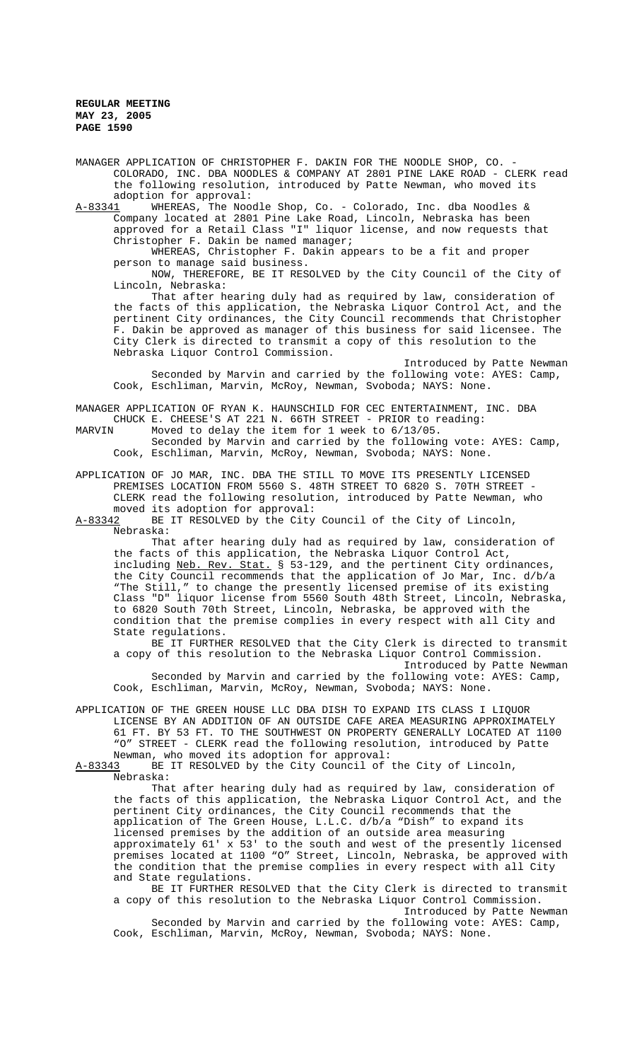MANAGER APPLICATION OF CHRISTOPHER F. DAKIN FOR THE NOODLE SHOP, CO. - COLORADO, INC. DBA NOODLES & COMPANY AT 2801 PINE LAKE ROAD - CLERK read the following resolution, introduced by Patte Newman, who moved its adoption for approval:

A-83341 WHEREAS, The Noodle Shop, Co. - Colorado, Inc. dba Noodles & Company located at 2801 Pine Lake Road, Lincoln, Nebraska has been approved for a Retail Class "I" liquor license, and now requests that Christopher F. Dakin be named manager;

WHEREAS, Christopher F. Dakin appears to be a fit and proper person to manage said business.

NOW, THEREFORE, BE IT RESOLVED by the City Council of the City of Lincoln, Nebraska:

That after hearing duly had as required by law, consideration of the facts of this application, the Nebraska Liquor Control Act, and the pertinent City ordinances, the City Council recommends that Christopher F. Dakin be approved as manager of this business for said licensee. The City Clerk is directed to transmit a copy of this resolution to the Nebraska Liquor Control Commission.

Introduced by Patte Newman

Seconded by Marvin and carried by the following vote: AYES: Camp, Cook, Eschliman, Marvin, McRoy, Newman, Svoboda; NAYS: None.

MANAGER APPLICATION OF RYAN K. HAUNSCHILD FOR CEC ENTERTAINMENT, INC. DBA CHUCK E. CHEESE'S AT 221 N. 66TH STREET - PRIOR to reading:

MARVIN Moved to delay the item for 1 week to 6/13/05.

Seconded by Marvin and carried by the following vote: AYES: Camp, Cook, Eschliman, Marvin, McRoy, Newman, Svoboda; NAYS: None.

APPLICATION OF JO MAR, INC. DBA THE STILL TO MOVE ITS PRESENTLY LICENSED PREMISES LOCATION FROM 5560 S. 48TH STREET TO 6820 S. 70TH STREET - CLERK read the following resolution, introduced by Patte Newman, who moved its adoption for approval:

A-83342 BE IT RESOLVED by the City Council of the City of Lincoln, Nebraska:

That after hearing duly had as required by law, consideration of the facts of this application, the Nebraska Liquor Control Act, including Neb. Rev. Stat. § 53-129, and the pertinent City ordinances, the City Council recommends that the application of Jo Mar, Inc. d/b/a "The Still," to change the presently licensed premise of its existing Class "D" liquor license from 5560 South 48th Street, Lincoln, Nebraska, to 6820 South 70th Street, Lincoln, Nebraska, be approved with the condition that the premise complies in every respect with all City and State regulations.

BE IT FURTHER RESOLVED that the City Clerk is directed to transmit a copy of this resolution to the Nebraska Liquor Control Commission.

Introduced by Patte Newman

Seconded by Marvin and carried by the following vote: AYES: Camp, Cook, Eschliman, Marvin, McRoy, Newman, Svoboda; NAYS: None.

APPLICATION OF THE GREEN HOUSE LLC DBA DISH TO EXPAND ITS CLASS I LIQUOR LICENSE BY AN ADDITION OF AN OUTSIDE CAFE AREA MEASURING APPROXIMATELY 61 FT. BY 53 FT. TO THE SOUTHWEST ON PROPERTY GENERALLY LOCATED AT 1100 "O" STREET - CLERK read the following resolution, introduced by Patte Newman, who moved its adoption for approval:

A-83343 BE IT RESOLVED by the City Council of the City of Lincoln, Nebraska:

That after hearing duly had as required by law, consideration of the facts of this application, the Nebraska Liquor Control Act, and the pertinent City ordinances, the City Council recommends that the application of The Green House, L.L.C. d/b/a "Dish" to expand its licensed premises by the addition of an outside area measuring approximately 61' x 53' to the south and west of the presently licensed premises located at 1100 "O" Street, Lincoln, Nebraska, be approved with the condition that the premise complies in every respect with all City and State regulations.

BE IT FURTHER RESOLVED that the City Clerk is directed to transmit a copy of this resolution to the Nebraska Liquor Control Commission.

Introduced by Patte Newman

Seconded by Marvin and carried by the following vote: AYES: Camp, Cook, Eschliman, Marvin, McRoy, Newman, Svoboda; NAYS: None.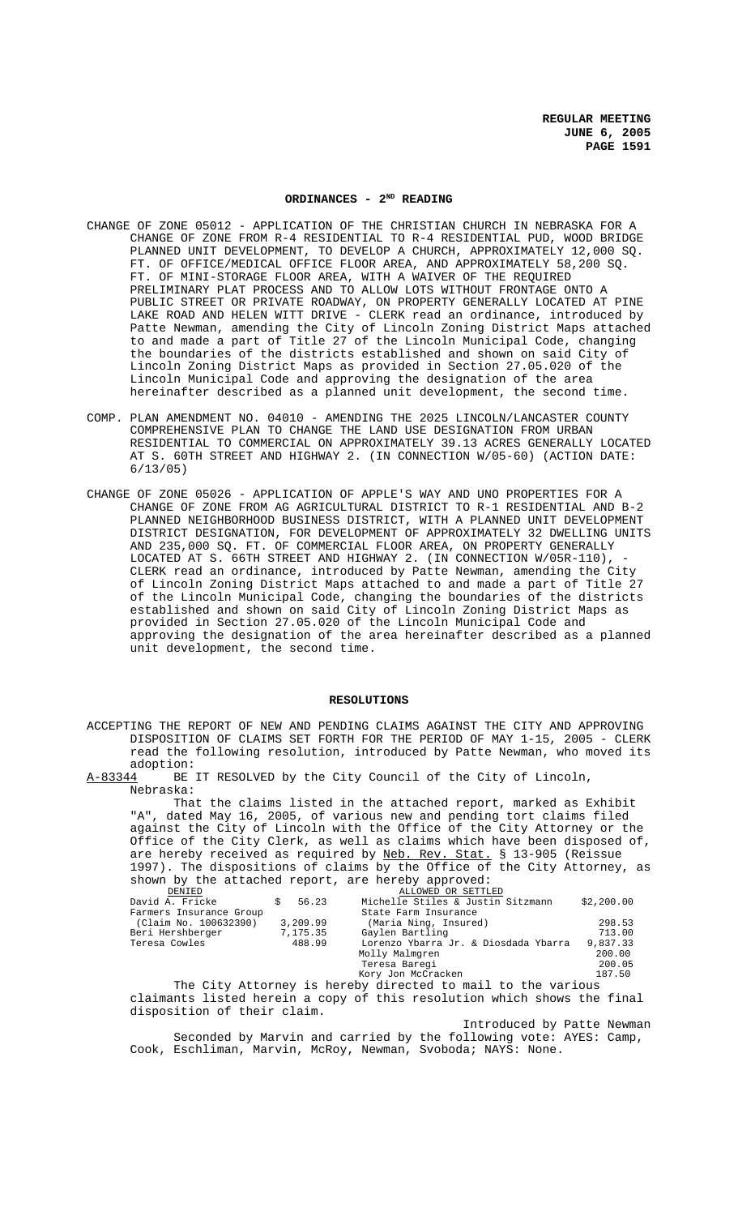## ORDINANCES - 2[ND] READING

CHANGE OF ZONE 05012 - APPLICATION OF THE CHRISTIAN CHURCH IN NEBRASKA FOR A CHANGE OF ZONE FROM R-4 RESIDENTIAL TO R-4 RESIDENTIAL PUD, WOOD BRIDGE PLANNED UNIT DEVELOPMENT, TO DEVELOP A CHURCH, APPROXIMATELY 12,000 SQ. FT. OF OFFICE/MEDICAL OFFICE FLOOR AREA, AND APPROXIMATELY 58,200 SQ. FT. OF MINI-STORAGE FLOOR AREA, WITH A WAIVER OF THE REQUIRED PRELIMINARY PLAT PROCESS AND TO ALLOW LOTS WITHOUT FRONTAGE ONTO A PUBLIC STREET OR PRIVATE ROADWAY, ON PROPERTY GENERALLY LOCATED AT PINE LAKE ROAD AND HELEN WITT DRIVE - CLERK read an ordinance, introduced by Patte Newman, amending the City of Lincoln Zoning District Maps attached to and made a part of Title 27 of the Lincoln Municipal Code, changing the boundaries of the districts established and shown on said City of Lincoln Zoning District Maps as provided in Section 27.05.020 of the Lincoln Municipal Code and approving the designation of the area hereinafter described as a planned unit development, the second time.

COMP. PLAN AMENDMENT NO. 04010 - AMENDING THE 2025 LINCOLN/LANCASTER COUNTY COMPREHENSIVE PLAN TO CHANGE THE LAND USE DESIGNATION FROM URBAN RESIDENTIAL TO COMMERCIAL ON APPROXIMATELY 39.13 ACRES GENERALLY LOCATED AT S. 60TH STREET AND HIGHWAY 2. (IN CONNECTION W/05-60) (ACTION DATE: 6/13/05)

CHANGE OF ZONE 05026 - APPLICATION OF APPLE'S WAY AND UNO PROPERTIES FOR A CHANGE OF ZONE FROM AG AGRICULTURAL DISTRICT TO R-1 RESIDENTIAL AND B-2 PLANNED NEIGHBORHOOD BUSINESS DISTRICT, WITH A PLANNED UNIT DEVELOPMENT DISTRICT DESIGNATION, FOR DEVELOPMENT OF APPROXIMATELY 32 DWELLING UNITS AND 235,000 SQ. FT. OF COMMERCIAL FLOOR AREA, ON PROPERTY GENERALLY LOCATED AT S. 66TH STREET AND HIGHWAY 2. (IN CONNECTION W/05R-110), - CLERK read an ordinance, introduced by Patte Newman, amending the City of Lincoln Zoning District Maps attached to and made a part of Title 27 of the Lincoln Municipal Code, changing the boundaries of the districts established and shown on said City of Lincoln Zoning District Maps as provided in Section 27.05.020 of the Lincoln Municipal Code and approving the designation of the area hereinafter described as a planned unit development, the second time.

## RESOLUTIONS

ACCEPTING THE REPORT OF NEW AND PENDING CLAIMS AGAINST THE CITY AND APPROVING DISPOSITION OF CLAIMS SET FORTH FOR THE PERIOD OF MAY 1-15, 2005 - CLERK read the following resolution, introduced by Patte Newman, who moved its adoption:

A-83344 BE IT RESOLVED by the City Council of the City of Lincoln, Nebraska:

That the claims listed in the attached report, marked as Exhibit "A", dated May 16, 2005, of various new and pending tort claims filed against the City of Lincoln with the Office of the City Attorney or the Office of the City Clerk, as well as claims which have been disposed of, are hereby received as required by Neb. Rev. Stat. § 13-905 (Reissue 1997). The dispositions of claims by the Office of the City Attorney, as shown by the attached report, are hereby approved:

| DENIED | | ALLOWED OR SETTLED | |
|---|---|---|---|
| David A. Fricke | $ 56.23 | Michelle Stiles & Justin Sitzmann | $2,200.00 |
| Farmers Insurance Group | | State Farm Insurance | |
| (Claim No. 100632390) | 3,209.99 | (Maria Ning, Insured) | 298.53 |
| Beri Hershberger | 7,175.35 | Gaylen Bartling | 713.00 |
| Teresa Cowles | 488.99 | Lorenzo Ybarra Jr. & Diosdada Ybarra | 9,837.33 |
| | | Molly Malmgren | 200.00 |
| | | Teresa Baregi | 200.05 |
| | | Kory Jon McCracken | 187.50 |

The City Attorney is hereby directed to mail to the various claimants listed herein a copy of this resolution which shows the final disposition of their claim.

Introduced by Patte Newman

Seconded by Marvin and carried by the following vote: AYES: Camp, Cook, Eschliman, Marvin, McRoy, Newman, Svoboda; NAYS: None.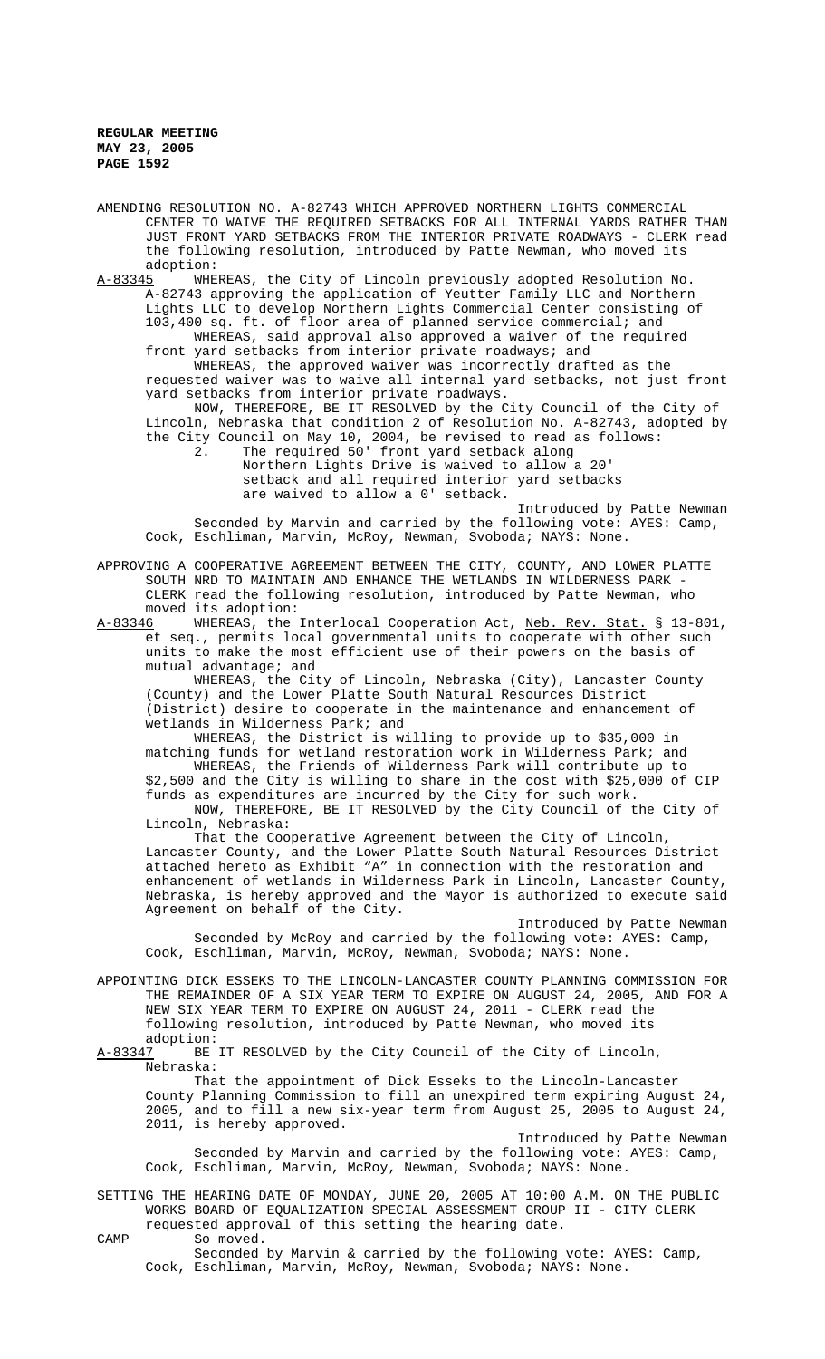AMENDING RESOLUTION NO. A-82743 WHICH APPROVED NORTHERN LIGHTS COMMERCIAL CENTER TO WAIVE THE REQUIRED SETBACKS FOR ALL INTERNAL YARDS RATHER THAN JUST FRONT YARD SETBACKS FROM THE INTERIOR PRIVATE ROADWAYS - CLERK read the following resolution, introduced by Patte Newman, who moved its adoption:

A-83345 WHEREAS, the City of Lincoln previously adopted Resolution No. A-82743 approving the application of Yeutter Family LLC and Northern Lights LLC to develop Northern Lights Commercial Center consisting of 103,400 sq. ft. of floor area of planned service commercial; and

WHEREAS, said approval also approved a waiver of the required front yard setbacks from interior private roadways; and

WHEREAS, the approved waiver was incorrectly drafted as the requested waiver was to waive all internal yard setbacks, not just front yard setbacks from interior private roadways.

NOW, THEREFORE, BE IT RESOLVED by the City Council of the City of Lincoln, Nebraska that condition 2 of Resolution No. A-82743, adopted by the City Council on May 10, 2004, be revised to read as follows:

2. The required 50' front yard setback along Northern Lights Drive is waived to allow a 20' setback and all required interior yard setbacks are waived to allow a 0' setback.

Introduced by Patte Newman

Seconded by Marvin and carried by the following vote: AYES: Camp, Cook, Eschliman, Marvin, McRoy, Newman, Svoboda; NAYS: None.

APPROVING A COOPERATIVE AGREEMENT BETWEEN THE CITY, COUNTY, AND LOWER PLATTE SOUTH NRD TO MAINTAIN AND ENHANCE THE WETLANDS IN WILDERNESS PARK - CLERK read the following resolution, introduced by Patte Newman, who moved its adoption:

A-83346 WHEREAS, the Interlocal Cooperation Act, Neb. Rev. Stat. § 13-801, et seq., permits local governmental units to cooperate with other such units to make the most efficient use of their powers on the basis of mutual advantage; and

WHEREAS, the City of Lincoln, Nebraska (City), Lancaster County (County) and the Lower Platte South Natural Resources District (District) desire to cooperate in the maintenance and enhancement of wetlands in Wilderness Park; and

WHEREAS, the District is willing to provide up to $35,000 in matching funds for wetland restoration work in Wilderness Park; and

WHEREAS, the Friends of Wilderness Park will contribute up to $2,500 and the City is willing to share in the cost with $25,000 of CIP funds as expenditures are incurred by the City for such work.

NOW, THEREFORE, BE IT RESOLVED by the City Council of the City of Lincoln, Nebraska:

That the Cooperative Agreement between the City of Lincoln, Lancaster County, and the Lower Platte South Natural Resources District attached hereto as Exhibit "A" in connection with the restoration and enhancement of wetlands in Wilderness Park in Lincoln, Lancaster County, Nebraska, is hereby approved and the Mayor is authorized to execute said Agreement on behalf of the City.

Introduced by Patte Newman

Seconded by McRoy and carried by the following vote: AYES: Camp, Cook, Eschliman, Marvin, McRoy, Newman, Svoboda; NAYS: None.

APPOINTING DICK ESSEKS TO THE LINCOLN-LANCASTER COUNTY PLANNING COMMISSION FOR THE REMAINDER OF A SIX YEAR TERM TO EXPIRE ON AUGUST 24, 2005, AND FOR A NEW SIX YEAR TERM TO EXPIRE ON AUGUST 24, 2011 - CLERK read the following resolution, introduced by Patte Newman, who moved its adoption:

A-83347 BE IT RESOLVED by the City Council of the City of Lincoln, Nebraska:

That the appointment of Dick Esseks to the Lincoln-Lancaster County Planning Commission to fill an unexpired term expiring August 24, 2005, and to fill a new six-year term from August 25, 2005 to August 24, 2011, is hereby approved.

Introduced by Patte Newman

Seconded by Marvin and carried by the following vote: AYES: Camp, Cook, Eschliman, Marvin, McRoy, Newman, Svoboda; NAYS: None.

SETTING THE HEARING DATE OF MONDAY, JUNE 20, 2005 AT 10:00 A.M. ON THE PUBLIC WORKS BOARD OF EQUALIZATION SPECIAL ASSESSMENT GROUP II - CITY CLERK requested approval of this setting the hearing date.

CAMP So moved.

Seconded by Marvin & carried by the following vote: AYES: Camp, Cook, Eschliman, Marvin, McRoy, Newman, Svoboda; NAYS: None.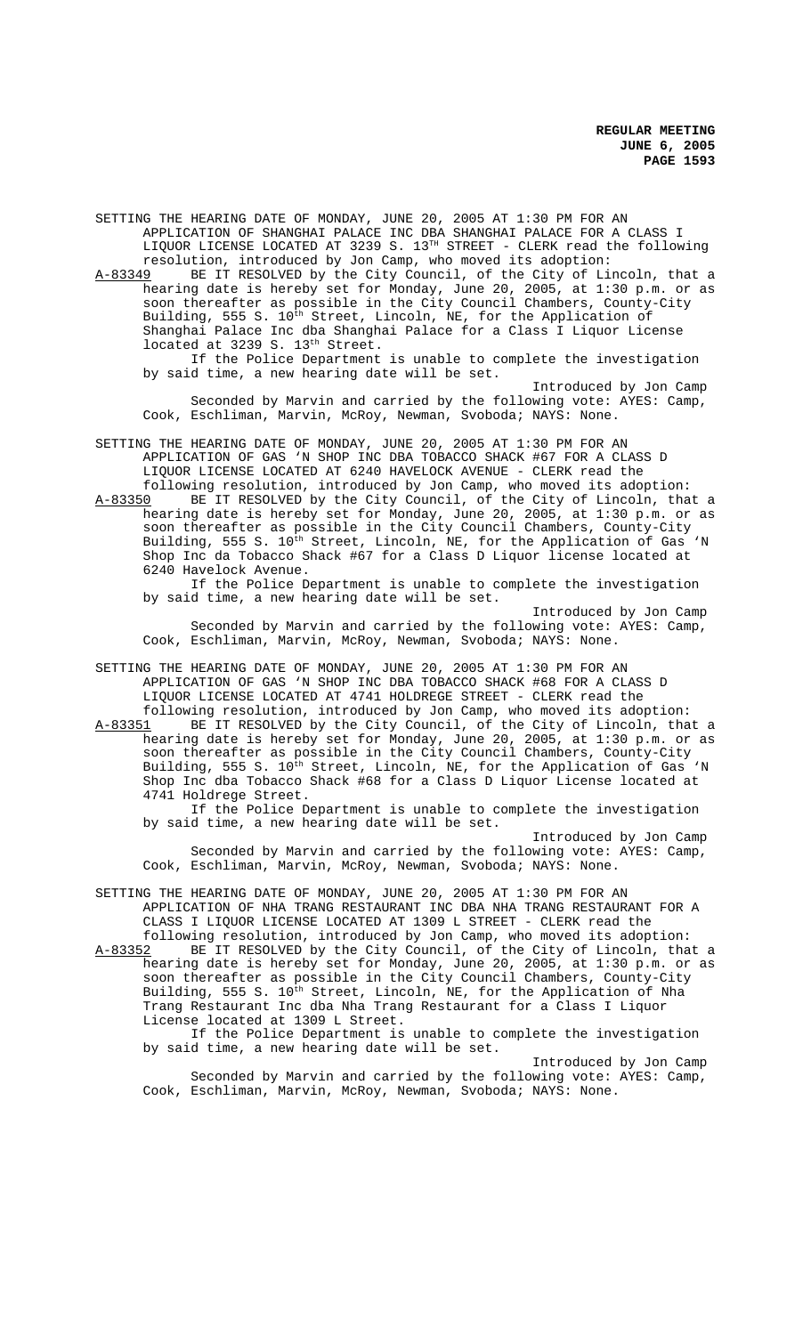SETTING THE HEARING DATE OF MONDAY, JUNE 20, 2005 AT 1:30 PM FOR AN APPLICATION OF SHANGHAI PALACE INC DBA SHANGHAI PALACE FOR A CLASS I LIQUOR LICENSE LOCATED AT 3239 S. 13TH STREET - CLERK read the following resolution, introduced by Jon Camp, who moved its adoption:

A-83349 BE IT RESOLVED by the City Council, of the City of Lincoln, that a hearing date is hereby set for Monday, June 20, 2005, at 1:30 p.m. or as soon thereafter as possible in the City Council Chambers, County-City Building, 555 S. 10th Street, Lincoln, NE, for the Application of Shanghai Palace Inc dba Shanghai Palace for a Class I Liquor License located at 3239 S. 13th Street.

If the Police Department is unable to complete the investigation by said time, a new hearing date will be set.

Introduced by Jon Camp

Seconded by Marvin and carried by the following vote: AYES: Camp, Cook, Eschliman, Marvin, McRoy, Newman, Svoboda; NAYS: None.

SETTING THE HEARING DATE OF MONDAY, JUNE 20, 2005 AT 1:30 PM FOR AN APPLICATION OF GAS 'N SHOP INC DBA TOBACCO SHACK #67 FOR A CLASS D LIQUOR LICENSE LOCATED AT 6240 HAVELOCK AVENUE - CLERK read the following resolution, introduced by Jon Camp, who moved its adoption:

A-83350 BE IT RESOLVED by the City Council, of the City of Lincoln, that a hearing date is hereby set for Monday, June 20, 2005, at 1:30 p.m. or as soon thereafter as possible in the City Council Chambers, County-City Building, 555 S. 10th Street, Lincoln, NE, for the Application of Gas 'N Shop Inc da Tobacco Shack #67 for a Class D Liquor license located at 6240 Havelock Avenue.

If the Police Department is unable to complete the investigation by said time, a new hearing date will be set.

Introduced by Jon Camp

Seconded by Marvin and carried by the following vote: AYES: Camp, Cook, Eschliman, Marvin, McRoy, Newman, Svoboda; NAYS: None.

SETTING THE HEARING DATE OF MONDAY, JUNE 20, 2005 AT 1:30 PM FOR AN APPLICATION OF GAS 'N SHOP INC DBA TOBACCO SHACK #68 FOR A CLASS D LIQUOR LICENSE LOCATED AT 4741 HOLDREGE STREET - CLERK read the following resolution, introduced by Jon Camp, who moved its adoption:

A-83351 BE IT RESOLVED by the City Council, of the City of Lincoln, that a hearing date is hereby set for Monday, June 20, 2005, at 1:30 p.m. or as soon thereafter as possible in the City Council Chambers, County-City Building, 555 S. 10th Street, Lincoln, NE, for the Application of Gas 'N Shop Inc dba Tobacco Shack #68 for a Class D Liquor License located at 4741 Holdrege Street.

If the Police Department is unable to complete the investigation by said time, a new hearing date will be set.

Introduced by Jon Camp

Seconded by Marvin and carried by the following vote: AYES: Camp, Cook, Eschliman, Marvin, McRoy, Newman, Svoboda; NAYS: None.

SETTING THE HEARING DATE OF MONDAY, JUNE 20, 2005 AT 1:30 PM FOR AN APPLICATION OF NHA TRANG RESTAURANT INC DBA NHA TRANG RESTAURANT FOR A CLASS I LIQUOR LICENSE LOCATED AT 1309 L STREET - CLERK read the following resolution, introduced by Jon Camp, who moved its adoption:

A-83352 BE IT RESOLVED by the City Council, of the City of Lincoln, that a hearing date is hereby set for Monday, June 20, 2005, at 1:30 p.m. or as soon thereafter as possible in the City Council Chambers, County-City Building, 555 S. 10th Street, Lincoln, NE, for the Application of Nha Trang Restaurant Inc dba Nha Trang Restaurant for a Class I Liquor License located at 1309 L Street.

If the Police Department is unable to complete the investigation by said time, a new hearing date will be set.

Introduced by Jon Camp

Seconded by Marvin and carried by the following vote: AYES: Camp, Cook, Eschliman, Marvin, McRoy, Newman, Svoboda; NAYS: None.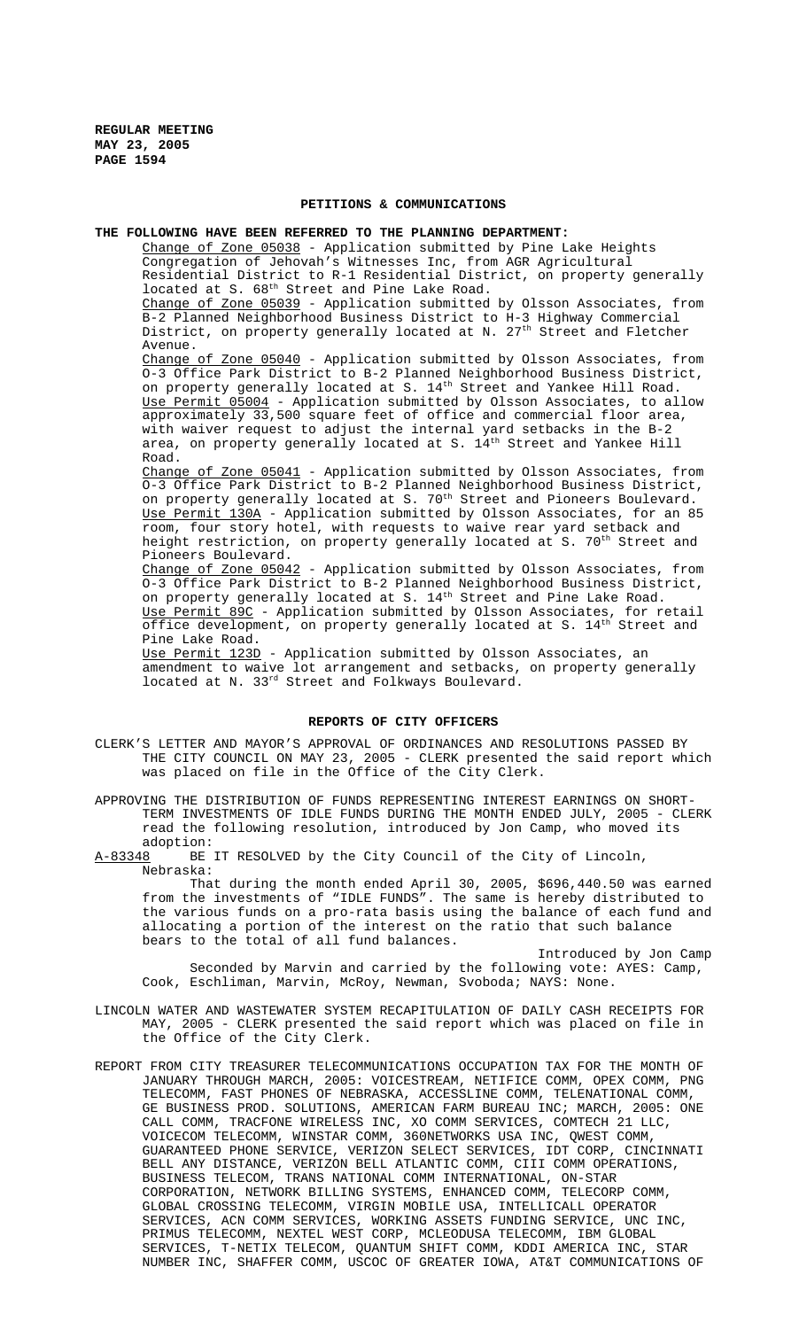## PETITIONS & COMMUNICATIONS

**THE FOLLOWING HAVE BEEN REFERRED TO THE PLANNING DEPARTMENT:**

Change of Zone 05038 - Application submitted by Pine Lake Heights Congregation of Jehovah's Witnesses Inc, from AGR Agricultural Residential District to R-1 Residential District, on property generally located at S. 68th Street and Pine Lake Road.

Change of Zone 05039 - Application submitted by Olsson Associates, from B-2 Planned Neighborhood Business District to H-3 Highway Commercial District, on property generally located at N. 27th Street and Fletcher Avenue.

Change of Zone 05040 - Application submitted by Olsson Associates, from O-3 Office Park District to B-2 Planned Neighborhood Business District, on property generally located at S. 14th Street and Yankee Hill Road.

Use Permit 05004 - Application submitted by Olsson Associates, to allow approximately 33,500 square feet of office and commercial floor area, with waiver request to adjust the internal yard setbacks in the B-2 area, on property generally located at S. 14th Street and Yankee Hill Road.

Change of Zone 05041 - Application submitted by Olsson Associates, from O-3 Office Park District to B-2 Planned Neighborhood Business District, on property generally located at S. 70th Street and Pioneers Boulevard.

Use Permit 130A - Application submitted by Olsson Associates, for an 85 room, four story hotel, with requests to waive rear yard setback and height restriction, on property generally located at S. 70th Street and Pioneers Boulevard.

Change of Zone 05042 - Application submitted by Olsson Associates, from O-3 Office Park District to B-2 Planned Neighborhood Business District, on property generally located at S. 14th Street and Pine Lake Road.

Use Permit 89C - Application submitted by Olsson Associates, for retail office development, on property generally located at S. 14th Street and Pine Lake Road.

Use Permit 123D - Application submitted by Olsson Associates, an amendment to waive lot arrangement and setbacks, on property generally located at N. 33rd Street and Folkways Boulevard.

## REPORTS OF CITY OFFICERS

CLERK'S LETTER AND MAYOR'S APPROVAL OF ORDINANCES AND RESOLUTIONS PASSED BY THE CITY COUNCIL ON MAY 23, 2005 - CLERK presented the said report which was placed on file in the Office of the City Clerk.

APPROVING THE DISTRIBUTION OF FUNDS REPRESENTING INTEREST EARNINGS ON SHORT-TERM INVESTMENTS OF IDLE FUNDS DURING THE MONTH ENDED JULY, 2005 - CLERK read the following resolution, introduced by Jon Camp, who moved its adoption:

A-83348 BE IT RESOLVED by the City Council of the City of Lincoln, Nebraska:

That during the month ended April 30, 2005, $696,440.50 was earned from the investments of "IDLE FUNDS". The same is hereby distributed to the various funds on a pro-rata basis using the balance of each fund and allocating a portion of the interest on the ratio that such balance bears to the total of all fund balances.

Introduced by Jon Camp

Seconded by Marvin and carried by the following vote: AYES: Camp, Cook, Eschliman, Marvin, McRoy, Newman, Svoboda; NAYS: None.

LINCOLN WATER AND WASTEWATER SYSTEM RECAPITULATION OF DAILY CASH RECEIPTS FOR MAY, 2005 - CLERK presented the said report which was placed on file in the Office of the City Clerk.

REPORT FROM CITY TREASURER TELECOMMUNICATIONS OCCUPATION TAX FOR THE MONTH OF JANUARY THROUGH MARCH, 2005: VOICESTREAM, NETIFICE COMM, OPEX COMM, PNG TELECOMM, FAST PHONES OF NEBRASKA, ACCESSLINE COMM, TELENATIONAL COMM, GE BUSINESS PROD. SOLUTIONS, AMERICAN FARM BUREAU INC; MARCH, 2005: ONE CALL COMM, TRACFONE WIRELESS INC, XO COMM SERVICES, COMTECH 21 LLC, VOICECOM TELECOMM, WINSTAR COMM, 360NETWORKS USA INC, QWEST COMM, GUARANTEED PHONE SERVICE, VERIZON SELECT SERVICES, IDT CORP, CINCINNATI BELL ANY DISTANCE, VERIZON BELL ATLANTIC COMM, CIII COMM OPERATIONS, BUSINESS TELECOM, TRANS NATIONAL COMM INTERNATIONAL, ON-STAR CORPORATION, NETWORK BILLING SYSTEMS, ENHANCED COMM, TELECORP COMM, GLOBAL CROSSING TELECOMM, VIRGIN MOBILE USA, INTELLICALL OPERATOR SERVICES, ACN COMM SERVICES, WORKING ASSETS FUNDING SERVICE, UNC INC, PRIMUS TELECOMM, NEXTEL WEST CORP, MCLEODUSA TELECOMM, IBM GLOBAL SERVICES, T-NETIX TELECOM, QUANTUM SHIFT COMM, KDDI AMERICA INC, STAR NUMBER INC, SHAFFER COMM, USCOC OF GREATER IOWA, AT&T COMMUNICATIONS OF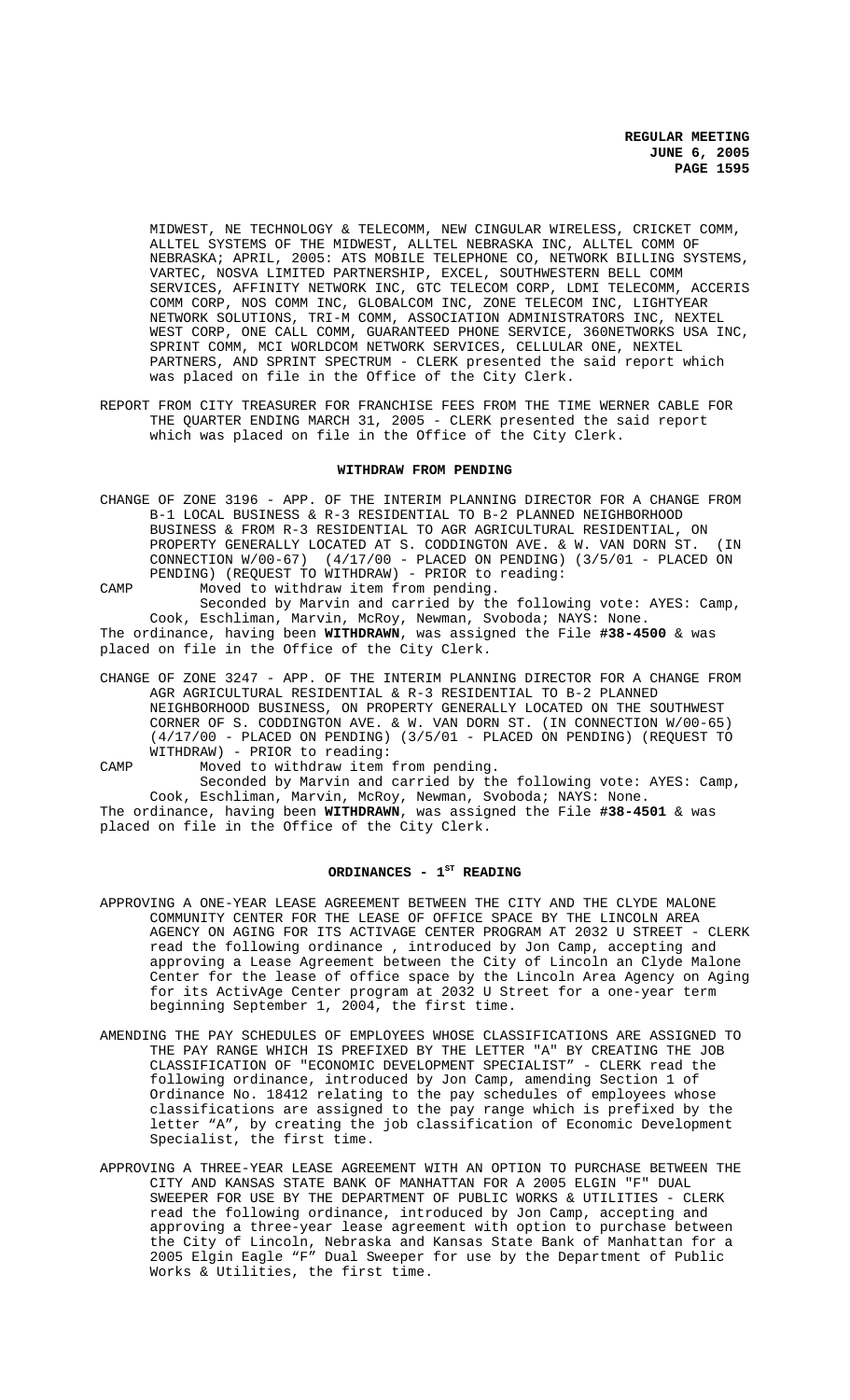MIDWEST, NE TECHNOLOGY & TELECOMM, NEW CINGULAR WIRELESS, CRICKET COMM, ALLTEL SYSTEMS OF THE MIDWEST, ALLTEL NEBRASKA INC, ALLTEL COMM OF NEBRASKA; APRIL, 2005: ATS MOBILE TELEPHONE CO, NETWORK BILLING SYSTEMS, VARTEC, NOSVA LIMITED PARTNERSHIP, EXCEL, SOUTHWESTERN BELL COMM SERVICES, AFFINITY NETWORK INC, GTC TELECOM CORP, LDMI TELECOMM, ACCERIS COMM CORP, NOS COMM INC, GLOBALCOM INC, ZONE TELECOM INC, LIGHTYEAR NETWORK SOLUTIONS, TRI-M COMM, ASSOCIATION ADMINISTRATORS INC, NEXTEL WEST CORP, ONE CALL COMM, GUARANTEED PHONE SERVICE, 360NETWORKS USA INC, SPRINT COMM, MCI WORLDCOM NETWORK SERVICES, CELLULAR ONE, NEXTEL PARTNERS, AND SPRINT SPECTRUM - CLERK presented the said report which was placed on file in the Office of the City Clerk.

REPORT FROM CITY TREASURER FOR FRANCHISE FEES FROM THE TIME WERNER CABLE FOR THE QUARTER ENDING MARCH 31, 2005 - CLERK presented the said report which was placed on file in the Office of the City Clerk.

## WITHDRAW FROM PENDING

CHANGE OF ZONE 3196 - APP. OF THE INTERIM PLANNING DIRECTOR FOR A CHANGE FROM B-1 LOCAL BUSINESS & R-3 RESIDENTIAL TO B-2 PLANNED NEIGHBORHOOD BUSINESS & FROM R-3 RESIDENTIAL TO AGR AGRICULTURAL RESIDENTIAL, ON PROPERTY GENERALLY LOCATED AT S. CODDINGTON AVE. & W. VAN DORN ST. (IN CONNECTION W/00-67) (4/17/00 - PLACED ON PENDING) (3/5/01 - PLACED ON PENDING) (REQUEST TO WITHDRAW) - PRIOR to reading:

CAMP Moved to withdraw item from pending.

Seconded by Marvin and carried by the following vote: AYES: Camp, Cook, Eschliman, Marvin, McRoy, Newman, Svoboda; NAYS: None.

The ordinance, having been **WITHDRAWN**, was assigned the File **#38-4500** & was placed on file in the Office of the City Clerk.

CHANGE OF ZONE 3247 - APP. OF THE INTERIM PLANNING DIRECTOR FOR A CHANGE FROM AGR AGRICULTURAL RESIDENTIAL & R-3 RESIDENTIAL TO B-2 PLANNED NEIGHBORHOOD BUSINESS, ON PROPERTY GENERALLY LOCATED ON THE SOUTHWEST CORNER OF S. CODDINGTON AVE. & W. VAN DORN ST. (IN CONNECTION W/00-65) (4/17/00 - PLACED ON PENDING) (3/5/01 - PLACED ON PENDING) (REQUEST TO WITHDRAW) - PRIOR to reading:

CAMP Moved to withdraw item from pending.

Seconded by Marvin and carried by the following vote: AYES: Camp, Cook, Eschliman, Marvin, McRoy, Newman, Svoboda; NAYS: None.

The ordinance, having been **WITHDRAWN**, was assigned the File **#38-4501** & was placed on file in the Office of the City Clerk.

## ORDINANCES - 1ST READING

APPROVING A ONE-YEAR LEASE AGREEMENT BETWEEN THE CITY AND THE CLYDE MALONE COMMUNITY CENTER FOR THE LEASE OF OFFICE SPACE BY THE LINCOLN AREA AGENCY ON AGING FOR ITS ACTIVAGE CENTER PROGRAM AT 2032 U STREET - CLERK read the following ordinance , introduced by Jon Camp, accepting and approving a Lease Agreement between the City of Lincoln an Clyde Malone Center for the lease of office space by the Lincoln Area Agency on Aging for its ActivAge Center program at 2032 U Street for a one-year term beginning September 1, 2004, the first time.

AMENDING THE PAY SCHEDULES OF EMPLOYEES WHOSE CLASSIFICATIONS ARE ASSIGNED TO THE PAY RANGE WHICH IS PREFIXED BY THE LETTER "A" BY CREATING THE JOB CLASSIFICATION OF "ECONOMIC DEVELOPMENT SPECIALIST" - CLERK read the following ordinance, introduced by Jon Camp, amending Section 1 of Ordinance No. 18412 relating to the pay schedules of employees whose classifications are assigned to the pay range which is prefixed by the letter "A", by creating the job classification of Economic Development Specialist, the first time.

APPROVING A THREE-YEAR LEASE AGREEMENT WITH AN OPTION TO PURCHASE BETWEEN THE CITY AND KANSAS STATE BANK OF MANHATTAN FOR A 2005 ELGIN "F" DUAL SWEEPER FOR USE BY THE DEPARTMENT OF PUBLIC WORKS & UTILITIES - CLERK read the following ordinance, introduced by Jon Camp, accepting and approving a three-year lease agreement with option to purchase between the City of Lincoln, Nebraska and Kansas State Bank of Manhattan for a 2005 Elgin Eagle "F" Dual Sweeper for use by the Department of Public Works & Utilities, the first time.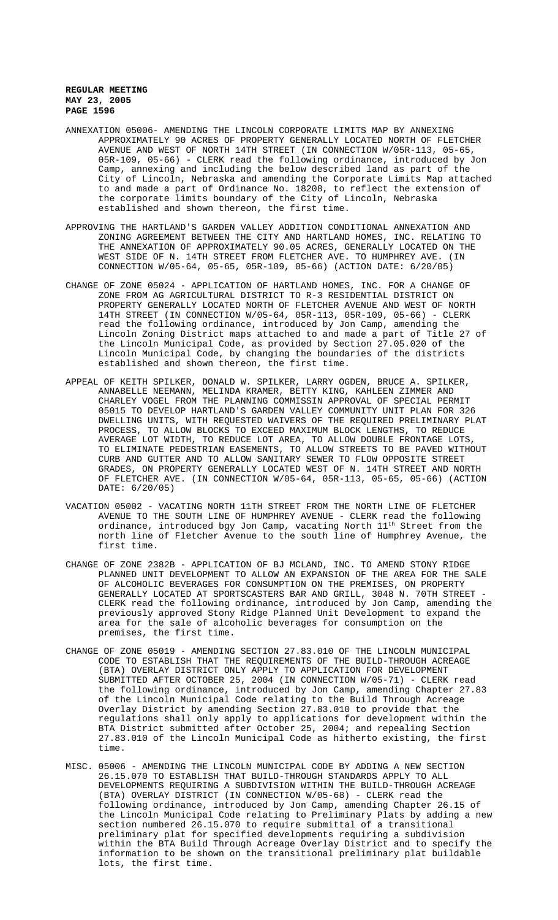ANNEXATION 05006- AMENDING THE LINCOLN CORPORATE LIMITS MAP BY ANNEXING APPROXIMATELY 90 ACRES OF PROPERTY GENERALLY LOCATED NORTH OF FLETCHER AVENUE AND WEST OF NORTH 14TH STREET (IN CONNECTION W/05R-113, 05-65, 05R-109, 05-66) - CLERK read the following ordinance, introduced by Jon Camp, annexing and including the below described land as part of the City of Lincoln, Nebraska and amending the Corporate Limits Map attached to and made a part of Ordinance No. 18208, to reflect the extension of the corporate limits boundary of the City of Lincoln, Nebraska established and shown thereon, the first time.

APPROVING THE HARTLAND'S GARDEN VALLEY ADDITION CONDITIONAL ANNEXATION AND ZONING AGREEMENT BETWEEN THE CITY AND HARTLAND HOMES, INC. RELATING TO THE ANNEXATION OF APPROXIMATELY 90.05 ACRES, GENERALLY LOCATED ON THE WEST SIDE OF N. 14TH STREET FROM FLETCHER AVE. TO HUMPHREY AVE. (IN CONNECTION W/05-64, 05-65, 05R-109, 05-66) (ACTION DATE: 6/20/05)

CHANGE OF ZONE 05024 - APPLICATION OF HARTLAND HOMES, INC. FOR A CHANGE OF ZONE FROM AG AGRICULTURAL DISTRICT TO R-3 RESIDENTIAL DISTRICT ON PROPERTY GENERALLY LOCATED NORTH OF FLETCHER AVENUE AND WEST OF NORTH 14TH STREET (IN CONNECTION W/05-64, 05R-113, 05R-109, 05-66) - CLERK read the following ordinance, introduced by Jon Camp, amending the Lincoln Zoning District maps attached to and made a part of Title 27 of the Lincoln Municipal Code, as provided by Section 27.05.020 of the Lincoln Municipal Code, by changing the boundaries of the districts established and shown thereon, the first time.

APPEAL OF KEITH SPILKER, DONALD W. SPILKER, LARRY OGDEN, BRUCE A. SPILKER, ANNABELLE NEEMANN, MELINDA KRAMER, BETTY KING, KAHLEEN ZIMMER AND CHARLEY VOGEL FROM THE PLANNING COMMISSIN APPROVAL OF SPECIAL PERMIT 05015 TO DEVELOP HARTLAND'S GARDEN VALLEY COMMUNITY UNIT PLAN FOR 326 DWELLING UNITS, WITH REQUESTED WAIVERS OF THE REQUIRED PRELIMINARY PLAT PROCESS, TO ALLOW BLOCKS TO EXCEED MAXIMUM BLOCK LENGTHS, TO REDUCE AVERAGE LOT WIDTH, TO REDUCE LOT AREA, TO ALLOW DOUBLE FRONTAGE LOTS, TO ELIMINATE PEDESTRIAN EASEMENTS, TO ALLOW STREETS TO BE PAVED WITHOUT CURB AND GUTTER AND TO ALLOW SANITARY SEWER TO FLOW OPPOSITE STREET GRADES, ON PROPERTY GENERALLY LOCATED WEST OF N. 14TH STREET AND NORTH OF FLETCHER AVE. (IN CONNECTION W/05-64, 05R-113, 05-65, 05-66) (ACTION DATE: 6/20/05)

VACATION 05002 - VACATING NORTH 11TH STREET FROM THE NORTH LINE OF FLETCHER AVENUE TO THE SOUTH LINE OF HUMPHREY AVENUE - CLERK read the following ordinance, introduced bgy Jon Camp, vacating North 11th Street from the north line of Fletcher Avenue to the south line of Humphrey Avenue, the first time.

CHANGE OF ZONE 2382B - APPLICATION OF BJ MCLAND, INC. TO AMEND STONY RIDGE PLANNED UNIT DEVELOPMENT TO ALLOW AN EXPANSION OF THE AREA FOR THE SALE OF ALCOHOLIC BEVERAGES FOR CONSUMPTION ON THE PREMISES, ON PROPERTY GENERALLY LOCATED AT SPORTSCASTERS BAR AND GRILL, 3048 N. 70TH STREET - CLERK read the following ordinance, introduced by Jon Camp, amending the previously approved Stony Ridge Planned Unit Development to expand the area for the sale of alcoholic beverages for consumption on the premises, the first time.

CHANGE OF ZONE 05019 - AMENDING SECTION 27.83.010 OF THE LINCOLN MUNICIPAL CODE TO ESTABLISH THAT THE REQUIREMENTS OF THE BUILD-THROUGH ACREAGE (BTA) OVERLAY DISTRICT ONLY APPLY TO APPLICATION FOR DEVELOPMENT SUBMITTED AFTER OCTOBER 25, 2004 (IN CONNECTION W/05-71) - CLERK read the following ordinance, introduced by Jon Camp, amending Chapter 27.83 of the Lincoln Municipal Code relating to the Build Through Acreage Overlay District by amending Section 27.83.010 to provide that the regulations shall only apply to applications for development within the BTA District submitted after October 25, 2004; and repealing Section 27.83.010 of the Lincoln Municipal Code as hitherto existing, the first time.

MISC. 05006 - AMENDING THE LINCOLN MUNICIPAL CODE BY ADDING A NEW SECTION 26.15.070 TO ESTABLISH THAT BUILD-THROUGH STANDARDS APPLY TO ALL DEVELOPMENTS REQUIRING A SUBDIVISION WITHIN THE BUILD-THROUGH ACREAGE (BTA) OVERLAY DISTRICT (IN CONNECTION W/05-68) - CLERK read the following ordinance, introduced by Jon Camp, amending Chapter 26.15 of the Lincoln Municipal Code relating to Preliminary Plats by adding a new section numbered 26.15.070 to require submittal of a transitional preliminary plat for specified developments requiring a subdivision within the BTA Build Through Acreage Overlay District and to specify the information to be shown on the transitional preliminary plat buildable lots, the first time.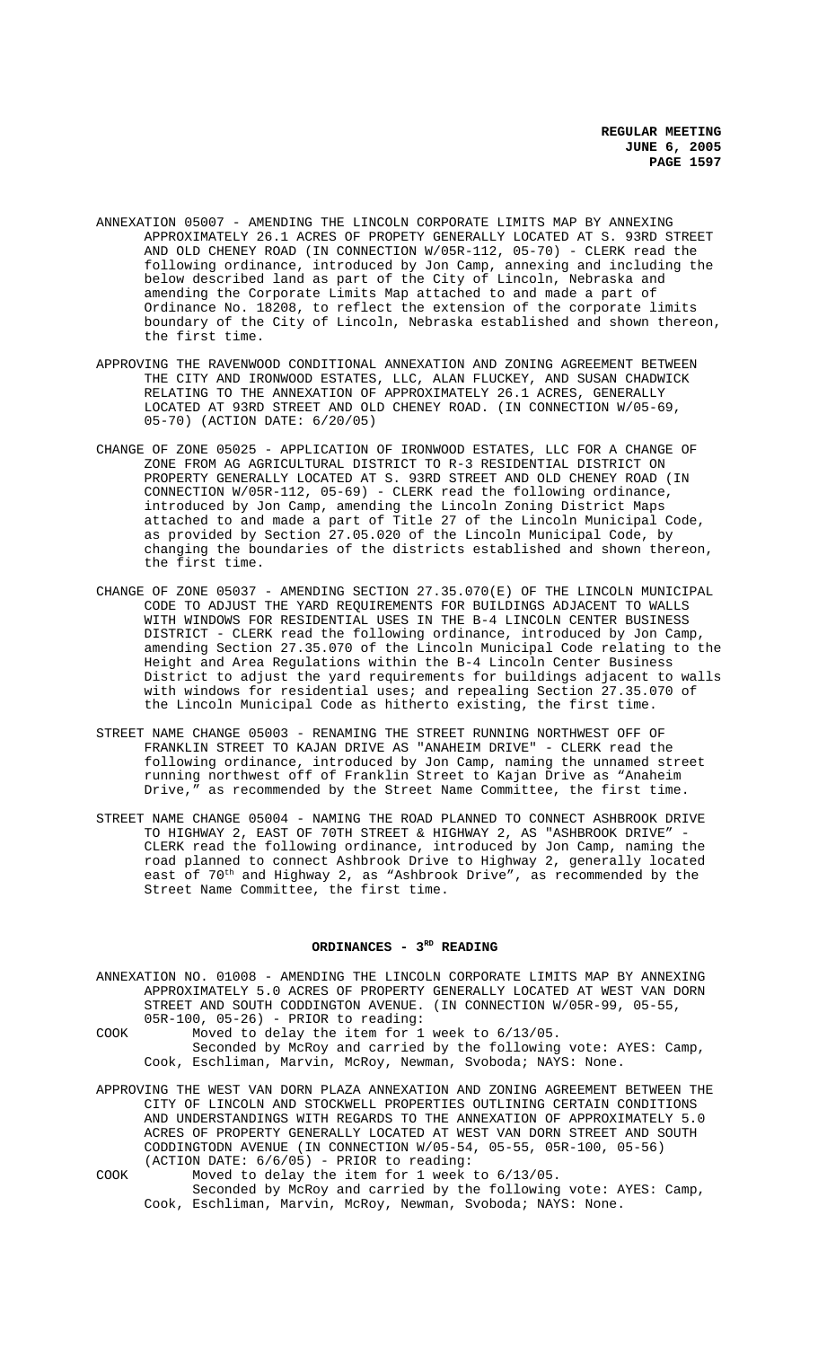ANNEXATION 05007 - AMENDING THE LINCOLN CORPORATE LIMITS MAP BY ANNEXING APPROXIMATELY 26.1 ACRES OF PROPETY GENERALLY LOCATED AT S. 93RD STREET AND OLD CHENEY ROAD (IN CONNECTION W/05R-112, 05-70) - CLERK read the following ordinance, introduced by Jon Camp, annexing and including the below described land as part of the City of Lincoln, Nebraska and amending the Corporate Limits Map attached to and made a part of Ordinance No. 18208, to reflect the extension of the corporate limits boundary of the City of Lincoln, Nebraska established and shown thereon, the first time.

APPROVING THE RAVENWOOD CONDITIONAL ANNEXATION AND ZONING AGREEMENT BETWEEN THE CITY AND IRONWOOD ESTATES, LLC, ALAN FLUCKEY, AND SUSAN CHADWICK RELATING TO THE ANNEXATION OF APPROXIMATELY 26.1 ACRES, GENERALLY LOCATED AT 93RD STREET AND OLD CHENEY ROAD. (IN CONNECTION W/05-69, 05-70) (ACTION DATE: 6/20/05)

CHANGE OF ZONE 05025 - APPLICATION OF IRONWOOD ESTATES, LLC FOR A CHANGE OF ZONE FROM AG AGRICULTURAL DISTRICT TO R-3 RESIDENTIAL DISTRICT ON PROPERTY GENERALLY LOCATED AT S. 93RD STREET AND OLD CHENEY ROAD (IN CONNECTION W/05R-112, 05-69) - CLERK read the following ordinance, introduced by Jon Camp, amending the Lincoln Zoning District Maps attached to and made a part of Title 27 of the Lincoln Municipal Code, as provided by Section 27.05.020 of the Lincoln Municipal Code, by changing the boundaries of the districts established and shown thereon, the first time.

CHANGE OF ZONE 05037 - AMENDING SECTION 27.35.070(E) OF THE LINCOLN MUNICIPAL CODE TO ADJUST THE YARD REQUIREMENTS FOR BUILDINGS ADJACENT TO WALLS WITH WINDOWS FOR RESIDENTIAL USES IN THE B-4 LINCOLN CENTER BUSINESS DISTRICT - CLERK read the following ordinance, introduced by Jon Camp, amending Section 27.35.070 of the Lincoln Municipal Code relating to the Height and Area Regulations within the B-4 Lincoln Center Business District to adjust the yard requirements for buildings adjacent to walls with windows for residential uses; and repealing Section 27.35.070 of the Lincoln Municipal Code as hitherto existing, the first time.

STREET NAME CHANGE 05003 - RENAMING THE STREET RUNNING NORTHWEST OFF OF FRANKLIN STREET TO KAJAN DRIVE AS "ANAHEIM DRIVE" - CLERK read the following ordinance, introduced by Jon Camp, naming the unnamed street running northwest off of Franklin Street to Kajan Drive as "Anaheim Drive," as recommended by the Street Name Committee, the first time.

STREET NAME CHANGE 05004 - NAMING THE ROAD PLANNED TO CONNECT ASHBROOK DRIVE TO HIGHWAY 2, EAST OF 70TH STREET & HIGHWAY 2, AS "ASHBROOK DRIVE" - CLERK read the following ordinance, introduced by Jon Camp, naming the road planned to connect Ashbrook Drive to Highway 2, generally located east of 70th and Highway 2, as "Ashbrook Drive", as recommended by the Street Name Committee, the first time.

## ORDINANCES - 3RD READING

ANNEXATION NO. 01008 - AMENDING THE LINCOLN CORPORATE LIMITS MAP BY ANNEXING APPROXIMATELY 5.0 ACRES OF PROPERTY GENERALLY LOCATED AT WEST VAN DORN STREET AND SOUTH CODDINGTON AVENUE. (IN CONNECTION W/05R-99, 05-55, 05R-100, 05-26) - PRIOR to reading:

COOK Moved to delay the item for 1 week to 6/13/05.
Seconded by McRoy and carried by the following vote: AYES: Camp, Cook, Eschliman, Marvin, McRoy, Newman, Svoboda; NAYS: None.

APPROVING THE WEST VAN DORN PLAZA ANNEXATION AND ZONING AGREEMENT BETWEEN THE CITY OF LINCOLN AND STOCKWELL PROPERTIES OUTLINING CERTAIN CONDITIONS AND UNDERSTANDINGS WITH REGARDS TO THE ANNEXATION OF APPROXIMATELY 5.0 ACRES OF PROPERTY GENERALLY LOCATED AT WEST VAN DORN STREET AND SOUTH CODDINGTODN AVENUE (IN CONNECTION W/05-54, 05-55, 05R-100, 05-56) (ACTION DATE: 6/6/05) - PRIOR to reading:

COOK Moved to delay the item for 1 week to 6/13/05.
Seconded by McRoy and carried by the following vote: AYES: Camp, Cook, Eschliman, Marvin, McRoy, Newman, Svoboda; NAYS: None.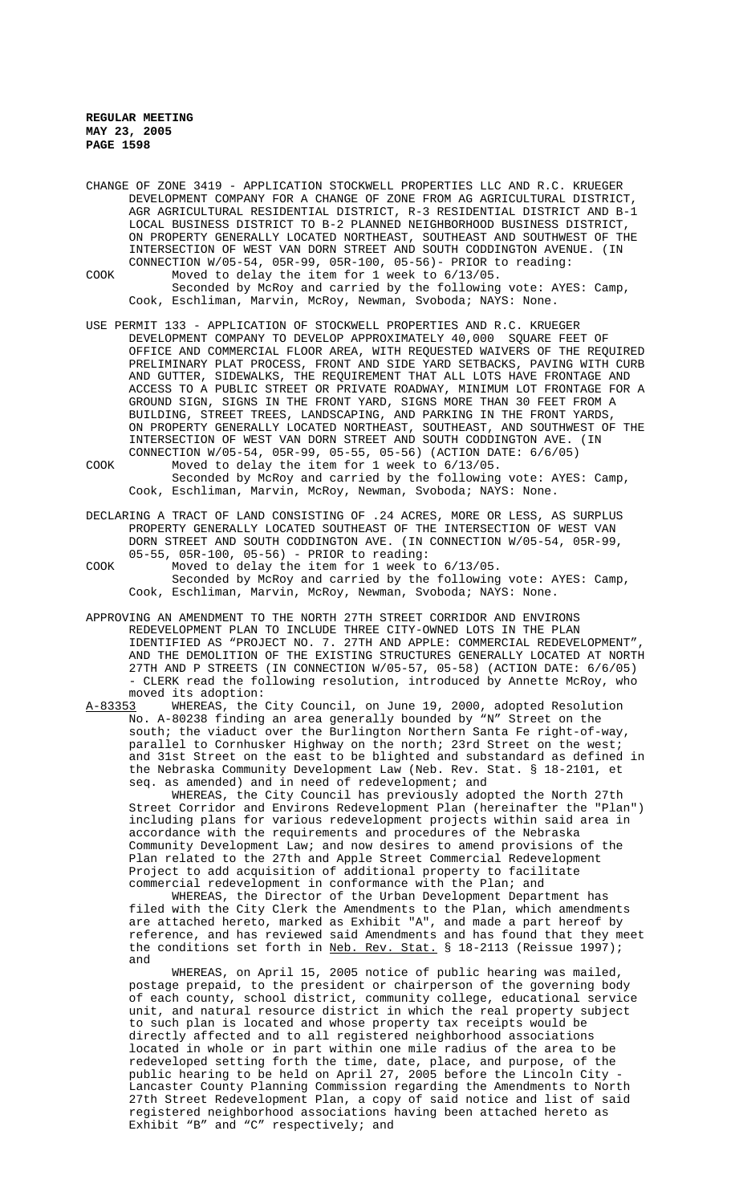CHANGE OF ZONE 3419 - APPLICATION STOCKWELL PROPERTIES LLC AND R.C. KRUEGER DEVELOPMENT COMPANY FOR A CHANGE OF ZONE FROM AG AGRICULTURAL DISTRICT, AGR AGRICULTURAL RESIDENTIAL DISTRICT, R-3 RESIDENTIAL DISTRICT AND B-1 LOCAL BUSINESS DISTRICT TO B-2 PLANNED NEIGHBORHOOD BUSINESS DISTRICT, ON PROPERTY GENERALLY LOCATED NORTHEAST, SOUTHEAST AND SOUTHWEST OF THE INTERSECTION OF WEST VAN DORN STREET AND SOUTH CODDINGTON AVENUE. (IN CONNECTION W/05-54, 05R-99, 05R-100, 05-56)- PRIOR to reading:

COOK Moved to delay the item for 1 week to 6/13/05.

Seconded by McRoy and carried by the following vote: AYES: Camp, Cook, Eschliman, Marvin, McRoy, Newman, Svoboda; NAYS: None.

USE PERMIT 133 - APPLICATION OF STOCKWELL PROPERTIES AND R.C. KRUEGER DEVELOPMENT COMPANY TO DEVELOP APPROXIMATELY 40,000 SQUARE FEET OF OFFICE AND COMMERCIAL FLOOR AREA, WITH REQUESTED WAIVERS OF THE REQUIRED PRELIMINARY PLAT PROCESS, FRONT AND SIDE YARD SETBACKS, PAVING WITH CURB AND GUTTER, SIDEWALKS, THE REQUIREMENT THAT ALL LOTS HAVE FRONTAGE AND ACCESS TO A PUBLIC STREET OR PRIVATE ROADWAY, MINIMUM LOT FRONTAGE FOR A GROUND SIGN, SIGNS IN THE FRONT YARD, SIGNS MORE THAN 30 FEET FROM A BUILDING, STREET TREES, LANDSCAPING, AND PARKING IN THE FRONT YARDS, ON PROPERTY GENERALLY LOCATED NORTHEAST, SOUTHEAST, AND SOUTHWEST OF THE INTERSECTION OF WEST VAN DORN STREET AND SOUTH CODDINGTON AVE. (IN CONNECTION W/05-54, 05R-99, 05-55, 05-56) (ACTION DATE: 6/6/05)

COOK Moved to delay the item for 1 week to 6/13/05.

Seconded by McRoy and carried by the following vote: AYES: Camp, Cook, Eschliman, Marvin, McRoy, Newman, Svoboda; NAYS: None.

DECLARING A TRACT OF LAND CONSISTING OF .24 ACRES, MORE OR LESS, AS SURPLUS PROPERTY GENERALLY LOCATED SOUTHEAST OF THE INTERSECTION OF WEST VAN DORN STREET AND SOUTH CODDINGTON AVE. (IN CONNECTION W/05-54, 05R-99, 05-55, 05R-100, 05-56) - PRIOR to reading:

COOK Moved to delay the item for 1 week to 6/13/05.

Seconded by McRoy and carried by the following vote: AYES: Camp, Cook, Eschliman, Marvin, McRoy, Newman, Svoboda; NAYS: None.

APPROVING AN AMENDMENT TO THE NORTH 27TH STREET CORRIDOR AND ENVIRONS REDEVELOPMENT PLAN TO INCLUDE THREE CITY-OWNED LOTS IN THE PLAN IDENTIFIED AS "PROJECT NO. 7. 27TH AND APPLE: COMMERCIAL REDEVELOPMENT", AND THE DEMOLITION OF THE EXISTING STRUCTURES GENERALLY LOCATED AT NORTH 27TH AND P STREETS (IN CONNECTION W/05-57, 05-58) (ACTION DATE: 6/6/05) - CLERK read the following resolution, introduced by Annette McRoy, who moved its adoption:

A-83353 WHEREAS, the City Council, on June 19, 2000, adopted Resolution No. A-80238 finding an area generally bounded by "N" Street on the south; the viaduct over the Burlington Northern Santa Fe right-of-way, parallel to Cornhusker Highway on the north; 23rd Street on the west; and 31st Street on the east to be blighted and substandard as defined in the Nebraska Community Development Law (Neb. Rev. Stat. § 18-2101, et seq. as amended) and in need of redevelopment; and

WHEREAS, the City Council has previously adopted the North 27th Street Corridor and Environs Redevelopment Plan (hereinafter the "Plan") including plans for various redevelopment projects within said area in accordance with the requirements and procedures of the Nebraska Community Development Law; and now desires to amend provisions of the Plan related to the 27th and Apple Street Commercial Redevelopment Project to add acquisition of additional property to facilitate commercial redevelopment in conformance with the Plan; and

WHEREAS, the Director of the Urban Development Department has filed with the City Clerk the Amendments to the Plan, which amendments are attached hereto, marked as Exhibit "A", and made a part hereof by reference, and has reviewed said Amendments and has found that they meet the conditions set forth in Neb. Rev. Stat. § 18-2113 (Reissue 1997); and

WHEREAS, on April 15, 2005 notice of public hearing was mailed, postage prepaid, to the president or chairperson of the governing body of each county, school district, community college, educational service unit, and natural resource district in which the real property subject to such plan is located and whose property tax receipts would be directly affected and to all registered neighborhood associations located in whole or in part within one mile radius of the area to be redeveloped setting forth the time, date, place, and purpose, of the public hearing to be held on April 27, 2005 before the Lincoln City - Lancaster County Planning Commission regarding the Amendments to North 27th Street Redevelopment Plan, a copy of said notice and list of said registered neighborhood associations having been attached hereto as Exhibit "B" and "C" respectively; and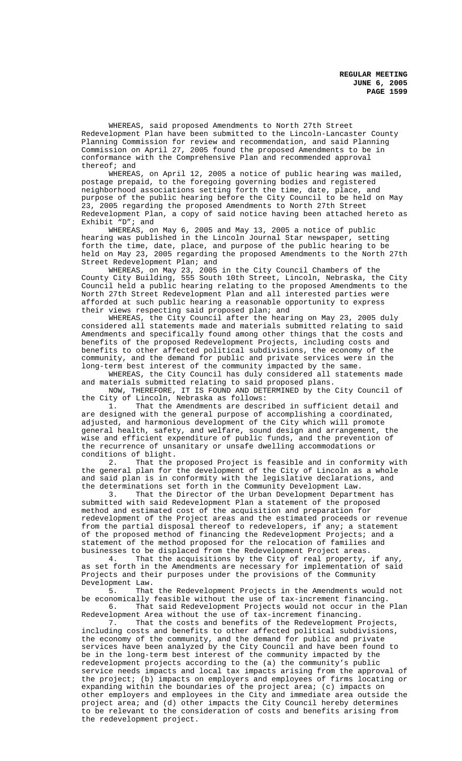WHEREAS, said proposed Amendments to North 27th Street Redevelopment Plan have been submitted to the Lincoln-Lancaster County Planning Commission for review and recommendation, and said Planning Commission on April 27, 2005 found the proposed Amendments to be in conformance with the Comprehensive Plan and recommended approval thereof; and

WHEREAS, on April 12, 2005 a notice of public hearing was mailed, postage prepaid, to the foregoing governing bodies and registered neighborhood associations setting forth the time, date, place, and purpose of the public hearing before the City Council to be held on May 23, 2005 regarding the proposed Amendments to North 27th Street Redevelopment Plan, a copy of said notice having been attached hereto as Exhibit "D"; and

WHEREAS, on May 6, 2005 and May 13, 2005 a notice of public hearing was published in the Lincoln Journal Star newspaper, setting forth the time, date, place, and purpose of the public hearing to be held on May 23, 2005 regarding the proposed Amendments to the North 27th Street Redevelopment Plan; and

WHEREAS, on May 23, 2005 in the City Council Chambers of the County City Building, 555 South 10th Street, Lincoln, Nebraska, the City Council held a public hearing relating to the proposed Amendments to the North 27th Street Redevelopment Plan and all interested parties were afforded at such public hearing a reasonable opportunity to express their views respecting said proposed plan; and

WHEREAS, the City Council after the hearing on May 23, 2005 duly considered all statements made and materials submitted relating to said Amendments and specifically found among other things that the costs and benefits of the proposed Redevelopment Projects, including costs and benefits to other affected political subdivisions, the economy of the community, and the demand for public and private services were in the long-term best interest of the community impacted by the same.

WHEREAS, the City Council has duly considered all statements made and materials submitted relating to said proposed plans.

NOW, THEREFORE, IT IS FOUND AND DETERMINED by the City Council of the City of Lincoln, Nebraska as follows:

1. That the Amendments are described in sufficient detail and are designed with the general purpose of accomplishing a coordinated, adjusted, and harmonious development of the City which will promote general health, safety, and welfare, sound design and arrangement, the wise and efficient expenditure of public funds, and the prevention of the recurrence of unsanitary or unsafe dwelling accommodations or conditions of blight.

2. That the proposed Project is feasible and in conformity with the general plan for the development of the City of Lincoln as a whole and said plan is in conformity with the legislative declarations, and the determinations set forth in the Community Development Law.

3. That the Director of the Urban Development Department has submitted with said Redevelopment Plan a statement of the proposed method and estimated cost of the acquisition and preparation for redevelopment of the Project areas and the estimated proceeds or revenue from the partial disposal thereof to redevelopers, if any; a statement of the proposed method of financing the Redevelopment Projects; and a statement of the method proposed for the relocation of families and businesses to be displaced from the Redevelopment Project areas.

4. That the acquisitions by the City of real property, if any, as set forth in the Amendments are necessary for implementation of said Projects and their purposes under the provisions of the Community Development Law.

5. That the Redevelopment Projects in the Amendments would not be economically feasible without the use of tax-increment financing.

6. That said Redevelopment Projects would not occur in the Plan Redevelopment Area without the use of tax-increment financing.

7. That the costs and benefits of the Redevelopment Projects, including costs and benefits to other affected political subdivisions, the economy of the community, and the demand for public and private services have been analyzed by the City Council and have been found to be in the long-term best interest of the community impacted by the redevelopment projects according to the (a) the community's public service needs impacts and local tax impacts arising from the approval of the project; (b) impacts on employers and employees of firms locating or expanding within the boundaries of the project area; (c) impacts on other employers and employees in the City and immediate area outside the project area; and (d) other impacts the City Council hereby determines to be relevant to the consideration of costs and benefits arising from the redevelopment project.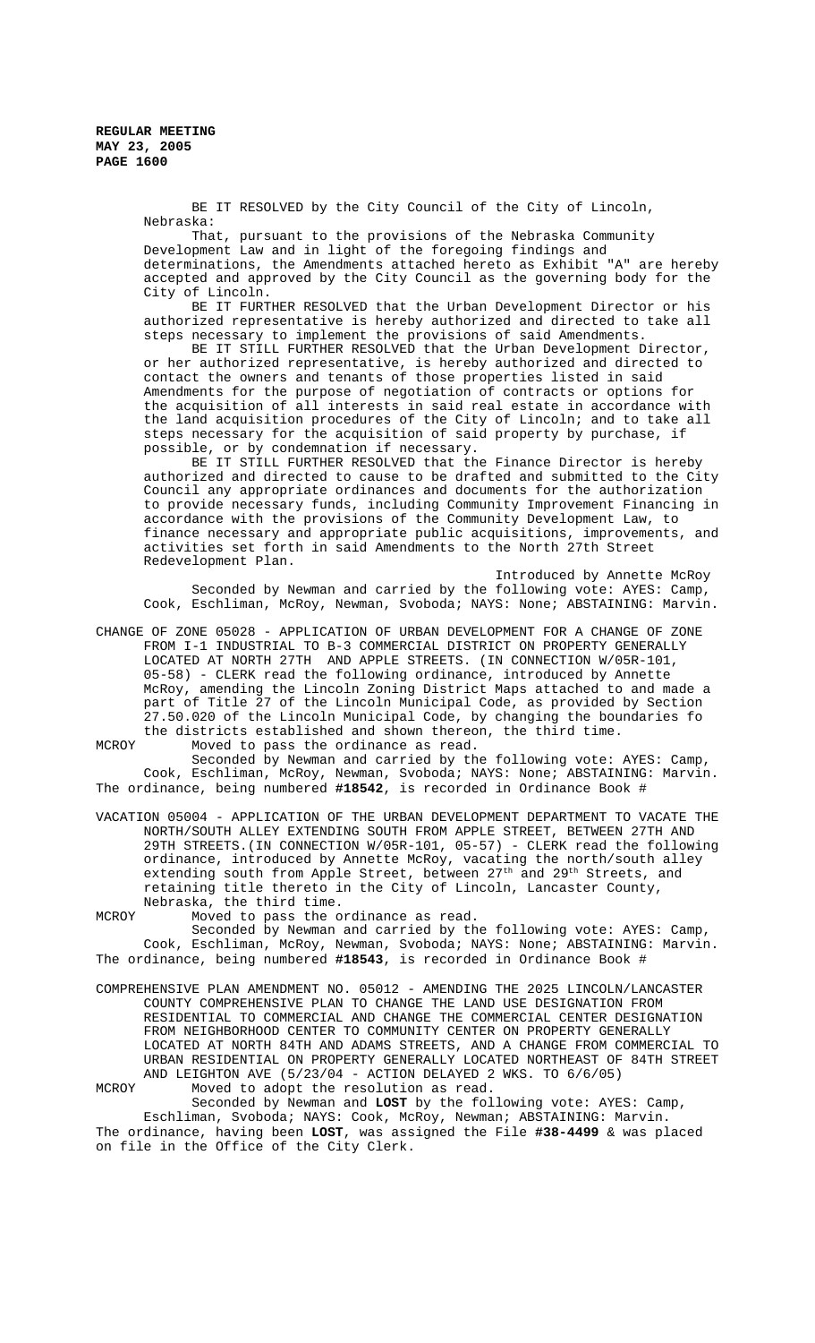BE IT RESOLVED by the City Council of the City of Lincoln, Nebraska:

That, pursuant to the provisions of the Nebraska Community Development Law and in light of the foregoing findings and determinations, the Amendments attached hereto as Exhibit "A" are hereby accepted and approved by the City Council as the governing body for the City of Lincoln.

BE IT FURTHER RESOLVED that the Urban Development Director or his authorized representative is hereby authorized and directed to take all steps necessary to implement the provisions of said Amendments.

BE IT STILL FURTHER RESOLVED that the Urban Development Director, or her authorized representative, is hereby authorized and directed to contact the owners and tenants of those properties listed in said Amendments for the purpose of negotiation of contracts or options for the acquisition of all interests in said real estate in accordance with the land acquisition procedures of the City of Lincoln; and to take all steps necessary for the acquisition of said property by purchase, if possible, or by condemnation if necessary.

BE IT STILL FURTHER RESOLVED that the Finance Director is hereby authorized and directed to cause to be drafted and submitted to the City Council any appropriate ordinances and documents for the authorization to provide necessary funds, including Community Improvement Financing in accordance with the provisions of the Community Development Law, to finance necessary and appropriate public acquisitions, improvements, and activities set forth in said Amendments to the North 27th Street Redevelopment Plan.

Introduced by Annette McRoy

Seconded by Newman and carried by the following vote: AYES: Camp, Cook, Eschliman, McRoy, Newman, Svoboda; NAYS: None; ABSTAINING: Marvin.

CHANGE OF ZONE 05028 - APPLICATION OF URBAN DEVELOPMENT FOR A CHANGE OF ZONE FROM I-1 INDUSTRIAL TO B-3 COMMERCIAL DISTRICT ON PROPERTY GENERALLY LOCATED AT NORTH 27TH AND APPLE STREETS. (IN CONNECTION W/05R-101, 05-58) - CLERK read the following ordinance, introduced by Annette McRoy, amending the Lincoln Zoning District Maps attached to and made a part of Title 27 of the Lincoln Municipal Code, as provided by Section 27.50.020 of the Lincoln Municipal Code, by changing the boundaries fo the districts established and shown thereon, the third time.

MCROY Moved to pass the ordinance as read.

Seconded by Newman and carried by the following vote: AYES: Camp, Cook, Eschliman, McRoy, Newman, Svoboda; NAYS: None; ABSTAINING: Marvin. The ordinance, being numbered **#18542**, is recorded in Ordinance Book #

VACATION 05004 - APPLICATION OF THE URBAN DEVELOPMENT DEPARTMENT TO VACATE THE NORTH/SOUTH ALLEY EXTENDING SOUTH FROM APPLE STREET, BETWEEN 27TH AND 29TH STREETS.(IN CONNECTION W/05R-101, 05-57) - CLERK read the following ordinance, introduced by Annette McRoy, vacating the north/south alley extending south from Apple Street, between 27th and 29th Streets, and retaining title thereto in the City of Lincoln, Lancaster County, Nebraska, the third time.

MCROY Moved to pass the ordinance as read.

Seconded by Newman and carried by the following vote: AYES: Camp, Cook, Eschliman, McRoy, Newman, Svoboda; NAYS: None; ABSTAINING: Marvin. The ordinance, being numbered **#18543**, is recorded in Ordinance Book #

COMPREHENSIVE PLAN AMENDMENT NO. 05012 - AMENDING THE 2025 LINCOLN/LANCASTER COUNTY COMPREHENSIVE PLAN TO CHANGE THE LAND USE DESIGNATION FROM RESIDENTIAL TO COMMERCIAL AND CHANGE THE COMMERCIAL CENTER DESIGNATION FROM NEIGHBORHOOD CENTER TO COMMUNITY CENTER ON PROPERTY GENERALLY LOCATED AT NORTH 84TH AND ADAMS STREETS, AND A CHANGE FROM COMMERCIAL TO URBAN RESIDENTIAL ON PROPERTY GENERALLY LOCATED NORTHEAST OF 84TH STREET AND LEIGHTON AVE (5/23/04 - ACTION DELAYED 2 WKS. TO 6/6/05)

MCROY Moved to adopt the resolution as read.

Seconded by Newman and **LOST** by the following vote: AYES: Camp, Eschliman, Svoboda; NAYS: Cook, McRoy, Newman; ABSTAINING: Marvin. The ordinance, having been **LOST**, was assigned the File **#38-4499** & was placed on file in the Office of the City Clerk.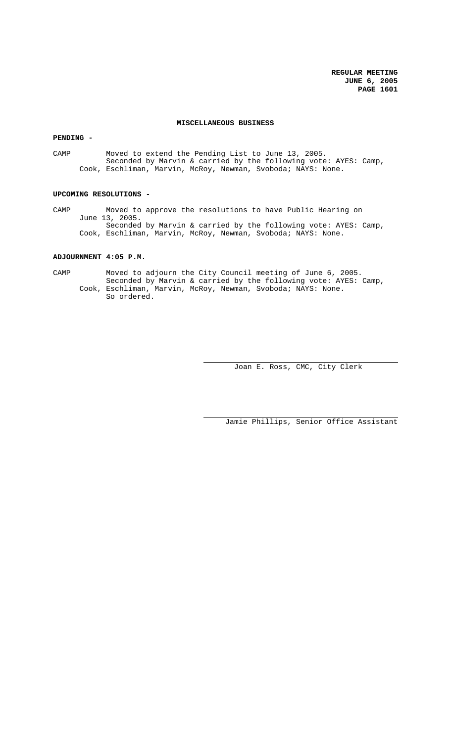**MISCELLANEOUS BUSINESS**

**PENDING -**

CAMP Moved to extend the Pending List to June 13, 2005.
Seconded by Marvin & carried by the following vote: AYES: Camp, Cook, Eschliman, Marvin, McRoy, Newman, Svoboda; NAYS: None.

**UPCOMING RESOLUTIONS -**

CAMP Moved to approve the resolutions to have Public Hearing on June 13, 2005.
Seconded by Marvin & carried by the following vote: AYES: Camp, Cook, Eschliman, Marvin, McRoy, Newman, Svoboda; NAYS: None.

**ADJOURNMENT 4:05 P.M.**

CAMP Moved to adjourn the City Council meeting of June 6, 2005.
Seconded by Marvin & carried by the following vote: AYES: Camp, Cook, Eschliman, Marvin, McRoy, Newman, Svoboda; NAYS: None.
So ordered.

Joan E. Ross, CMC, City Clerk

Jamie Phillips, Senior Office Assistant